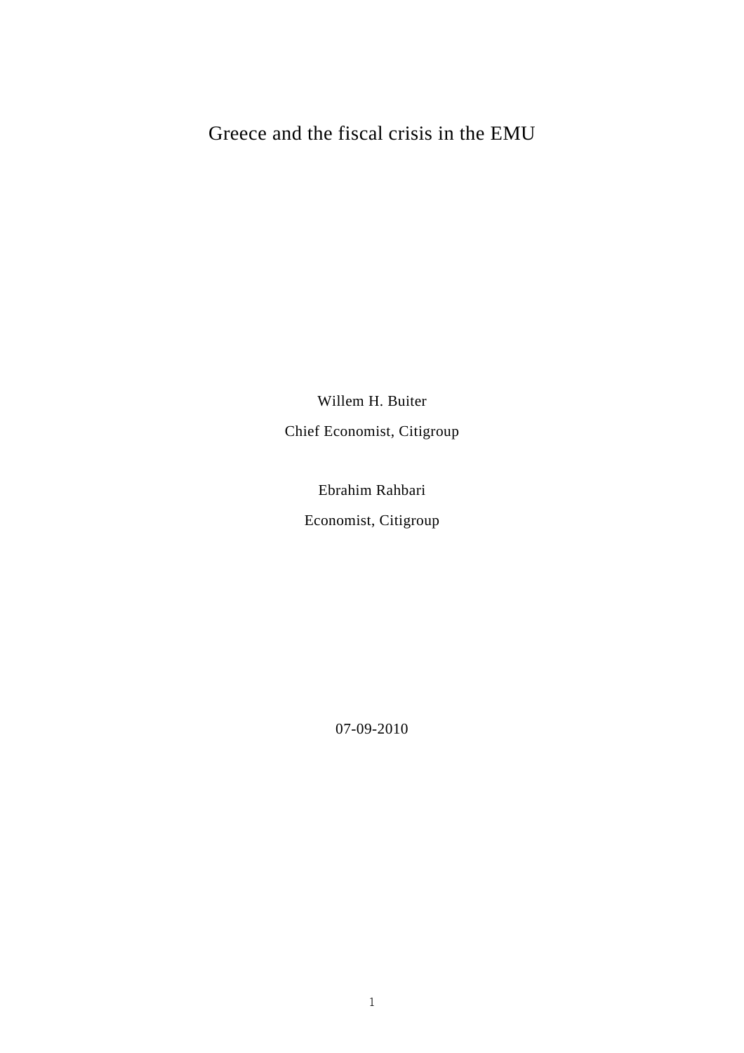# Greece and the fiscal crisis in the EMU

Willem H. Buiter

Chief Economist, Citigroup

Ebrahim Rahbari

Economist, Citigroup

07-09-2010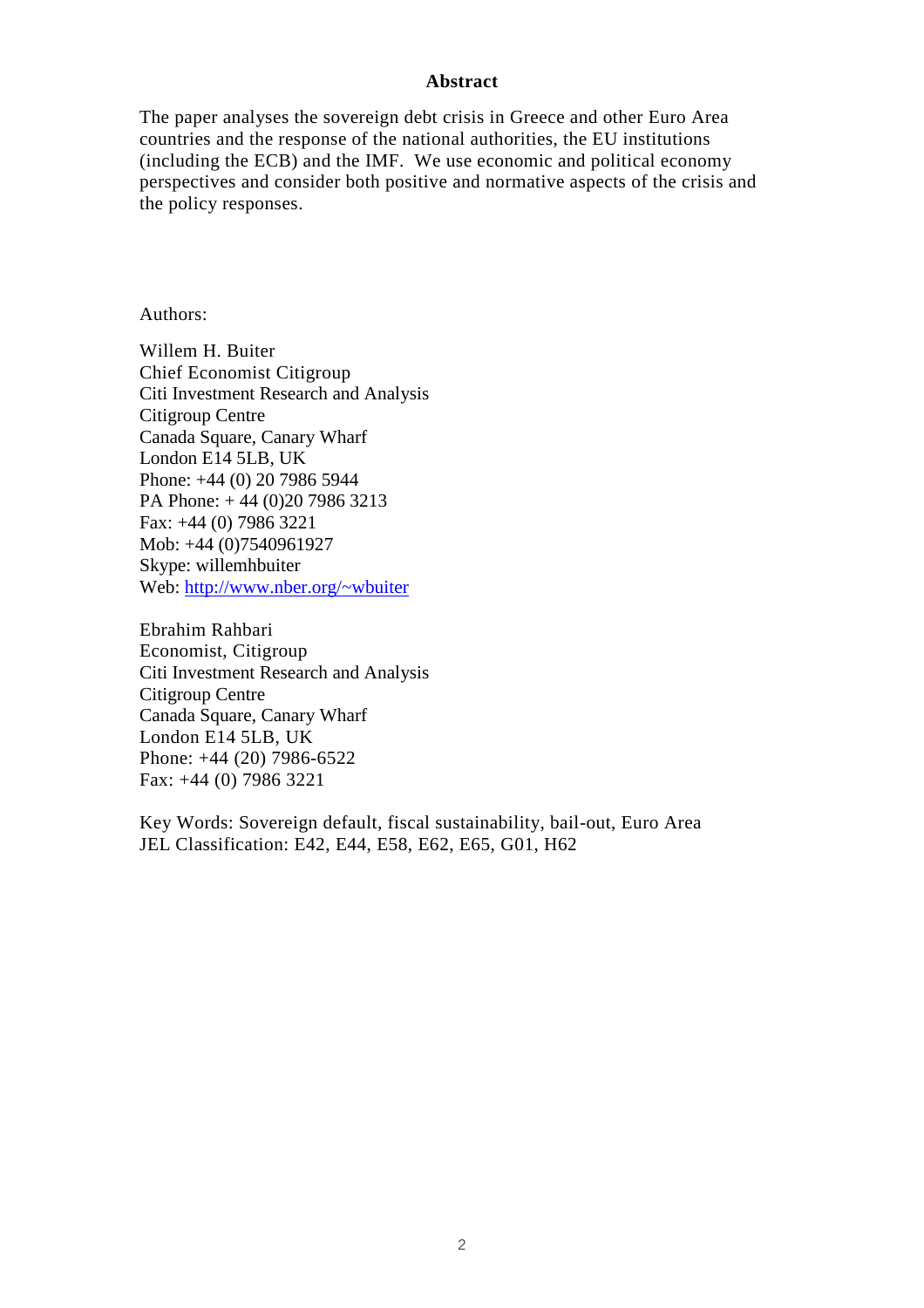## Abstract

The paper analyses the sovereign debt crisis in Greece and other Euro Area countries and the response of the national authorities, the EU institutions (including the ECB) and the IMF. We use economic and political economy perspectives and consider both positive and normative aspects of the crisis and the policy responses.

Authors:

Willem H. Buiter
Chief Economist Citigroup
Citi Investment Research and Analysis
Citigroup Centre
Canada Square, Canary Wharf
London E14 5LB, UK
Phone: +44 (0) 20 7986 5944
PA Phone: + 44 (0)20 7986 3213
Fax: +44 (0) 7986 3221
Mob: +44 (0)7540961927
Skype: willemhbuiter
Web: http://www.nber.org/~wbuiter

Ebrahim Rahbari
Economist, Citigroup
Citi Investment Research and Analysis
Citigroup Centre
Canada Square, Canary Wharf
London E14 5LB, UK
Phone: +44 (20) 7986-6522
Fax: +44 (0) 7986 3221

Key Words: Sovereign default, fiscal sustainability, bail-out, Euro Area
JEL Classification: E42, E44, E58, E62, E65, G01, H62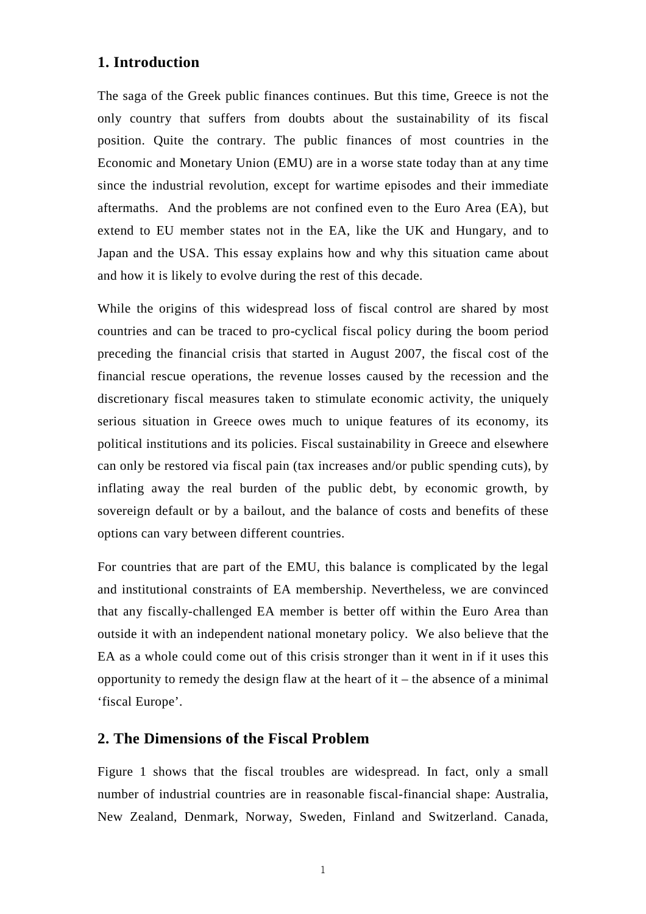## 1. Introduction

The saga of the Greek public finances continues. But this time, Greece is not the only country that suffers from doubts about the sustainability of its fiscal position. Quite the contrary. The public finances of most countries in the Economic and Monetary Union (EMU) are in a worse state today than at any time since the industrial revolution, except for wartime episodes and their immediate aftermaths.  And the problems are not confined even to the Euro Area (EA), but extend to EU member states not in the EA, like the UK and Hungary, and to Japan and the USA. This essay explains how and why this situation came about and how it is likely to evolve during the rest of this decade.

While the origins of this widespread loss of fiscal control are shared by most countries and can be traced to pro-cyclical fiscal policy during the boom period preceding the financial crisis that started in August 2007, the fiscal cost of the financial rescue operations, the revenue losses caused by the recession and the discretionary fiscal measures taken to stimulate economic activity, the uniquely serious situation in Greece owes much to unique features of its economy, its political institutions and its policies. Fiscal sustainability in Greece and elsewhere can only be restored via fiscal pain (tax increases and/or public spending cuts), by inflating away the real burden of the public debt, by economic growth, by sovereign default or by a bailout, and the balance of costs and benefits of these options can vary between different countries.

For countries that are part of the EMU, this balance is complicated by the legal and institutional constraints of EA membership. Nevertheless, we are convinced that any fiscally-challenged EA member is better off within the Euro Area than outside it with an independent national monetary policy.  We also believe that the EA as a whole could come out of this crisis stronger than it went in if it uses this opportunity to remedy the design flaw at the heart of it – the absence of a minimal 'fiscal Europe'.

## 2. The Dimensions of the Fiscal Problem

Figure 1 shows that the fiscal troubles are widespread. In fact, only a small number of industrial countries are in reasonable fiscal-financial shape: Australia, New Zealand, Denmark, Norway, Sweden, Finland and Switzerland. Canada,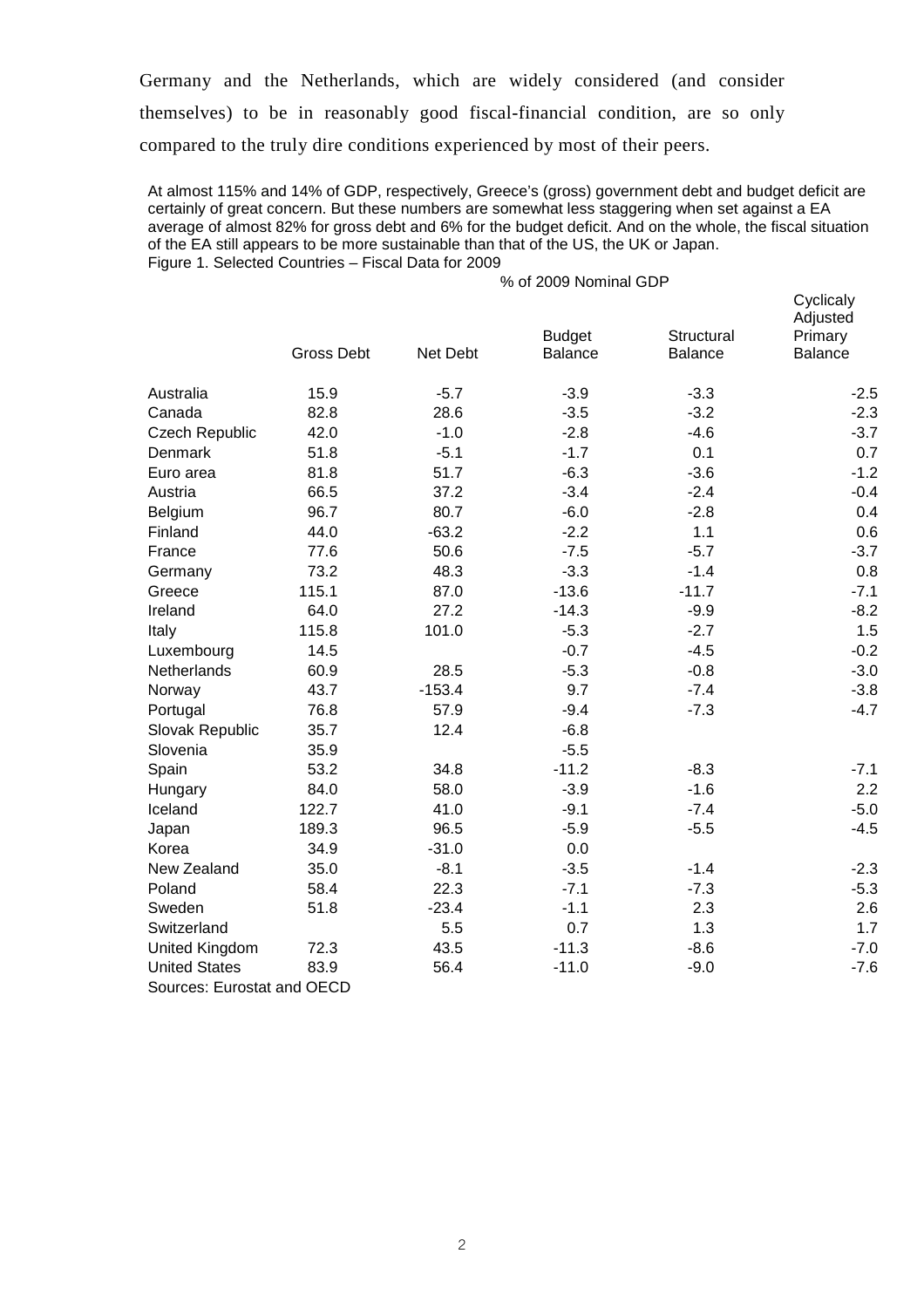Germany and the Netherlands, which are widely considered (and consider themselves) to be in reasonably good fiscal-financial condition, are so only compared to the truly dire conditions experienced by most of their peers.

At almost 115% and 14% of GDP, respectively, Greece's (gross) government debt and budget deficit are certainly of great concern. But these numbers are somewhat less staggering when set against a EA average of almost 82% for gross debt and 6% for the budget deficit. And on the whole, the fiscal situation of the EA still appears to be more sustainable than that of the US, the UK or Japan.

Figure 1. Selected Countries – Fiscal Data for 2009

% of 2009 Nominal GDP

| | Gross Debt | Net Debt | Budget Balance | Structural Balance | Cyclicaly Adjusted Primary Balance |
|---|---|---|---|---|---|
| Australia | 15.9 | -5.7 | -3.9 | -3.3 | -2.5 |
| Canada | 82.8 | 28.6 | -3.5 | -3.2 | -2.3 |
| Czech Republic | 42.0 | -1.0 | -2.8 | -4.6 | -3.7 |
| Denmark | 51.8 | -5.1 | -1.7 | 0.1 | 0.7 |
| Euro area | 81.8 | 51.7 | -6.3 | -3.6 | -1.2 |
| Austria | 66.5 | 37.2 | -3.4 | -2.4 | -0.4 |
| Belgium | 96.7 | 80.7 | -6.0 | -2.8 | 0.4 |
| Finland | 44.0 | -63.2 | -2.2 | 1.1 | 0.6 |
| France | 77.6 | 50.6 | -7.5 | -5.7 | -3.7 |
| Germany | 73.2 | 48.3 | -3.3 | -1.4 | 0.8 |
| Greece | 115.1 | 87.0 | -13.6 | -11.7 | -7.1 |
| Ireland | 64.0 | 27.2 | -14.3 | -9.9 | -8.2 |
| Italy | 115.8 | 101.0 | -5.3 | -2.7 | 1.5 |
| Luxembourg | 14.5 | | -0.7 | -4.5 | -0.2 |
| Netherlands | 60.9 | 28.5 | -5.3 | -0.8 | -3.0 |
| Norway | 43.7 | -153.4 | 9.7 | -7.4 | -3.8 |
| Portugal | 76.8 | 57.9 | -9.4 | -7.3 | -4.7 |
| Slovak Republic | 35.7 | 12.4 | -6.8 | | |
| Slovenia | 35.9 | | -5.5 | | |
| Spain | 53.2 | 34.8 | -11.2 | -8.3 | -7.1 |
| Hungary | 84.0 | 58.0 | -3.9 | -1.6 | 2.2 |
| Iceland | 122.7 | 41.0 | -9.1 | -7.4 | -5.0 |
| Japan | 189.3 | 96.5 | -5.9 | -5.5 | -4.5 |
| Korea | 34.9 | -31.0 | 0.0 | | |
| New Zealand | 35.0 | -8.1 | -3.5 | -1.4 | -2.3 |
| Poland | 58.4 | 22.3 | -7.1 | -7.3 | -5.3 |
| Sweden | 51.8 | -23.4 | -1.1 | 2.3 | 2.6 |
| Switzerland | | 5.5 | 0.7 | 1.3 | 1.7 |
| United Kingdom | 72.3 | 43.5 | -11.3 | -8.6 | -7.0 |
| United States | 83.9 | 56.4 | -11.0 | -9.0 | -7.6 |

Sources: Eurostat and OECD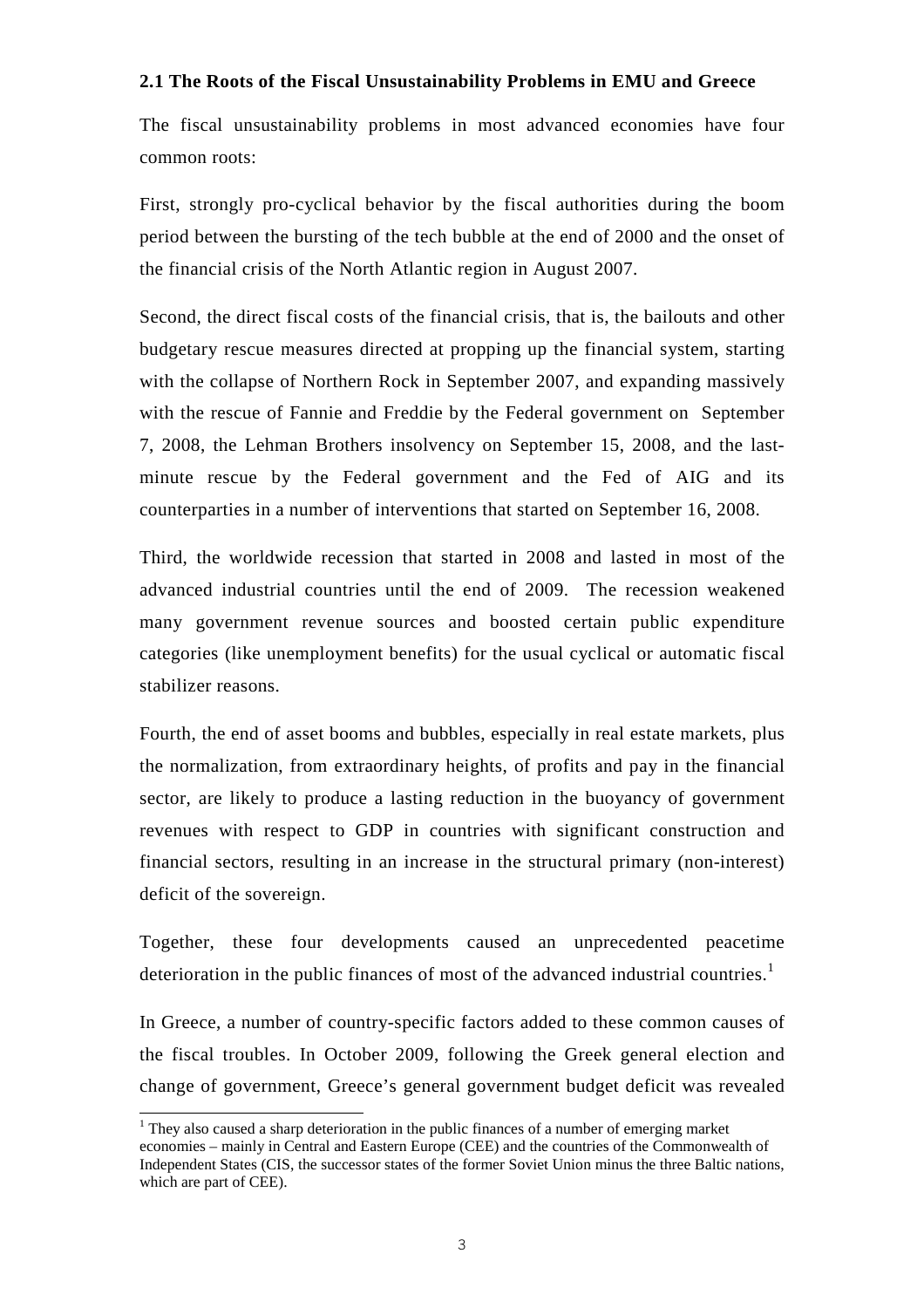### 2.1 The Roots of the Fiscal Unsustainability Problems in EMU and Greece

The fiscal unsustainability problems in most advanced economies have four common roots:

First, strongly pro-cyclical behavior by the fiscal authorities during the boom period between the bursting of the tech bubble at the end of 2000 and the onset of the financial crisis of the North Atlantic region in August 2007.

Second, the direct fiscal costs of the financial crisis, that is, the bailouts and other budgetary rescue measures directed at propping up the financial system, starting with the collapse of Northern Rock in September 2007, and expanding massively with the rescue of Fannie and Freddie by the Federal government on September 7, 2008, the Lehman Brothers insolvency on September 15, 2008, and the last-minute rescue by the Federal government and the Fed of AIG and its counterparties in a number of interventions that started on September 16, 2008.

Third, the worldwide recession that started in 2008 and lasted in most of the advanced industrial countries until the end of 2009. The recession weakened many government revenue sources and boosted certain public expenditure categories (like unemployment benefits) for the usual cyclical or automatic fiscal stabilizer reasons.

Fourth, the end of asset booms and bubbles, especially in real estate markets, plus the normalization, from extraordinary heights, of profits and pay in the financial sector, are likely to produce a lasting reduction in the buoyancy of government revenues with respect to GDP in countries with significant construction and financial sectors, resulting in an increase in the structural primary (non-interest) deficit of the sovereign.

Together, these four developments caused an unprecedented peacetime deterioration in the public finances of most of the advanced industrial countries.[1]

In Greece, a number of country-specific factors added to these common causes of the fiscal troubles. In October 2009, following the Greek general election and change of government, Greece's general government budget deficit was revealed

[1] They also caused a sharp deterioration in the public finances of a number of emerging market economies – mainly in Central and Eastern Europe (CEE) and the countries of the Commonwealth of Independent States (CIS, the successor states of the former Soviet Union minus the three Baltic nations, which are part of CEE).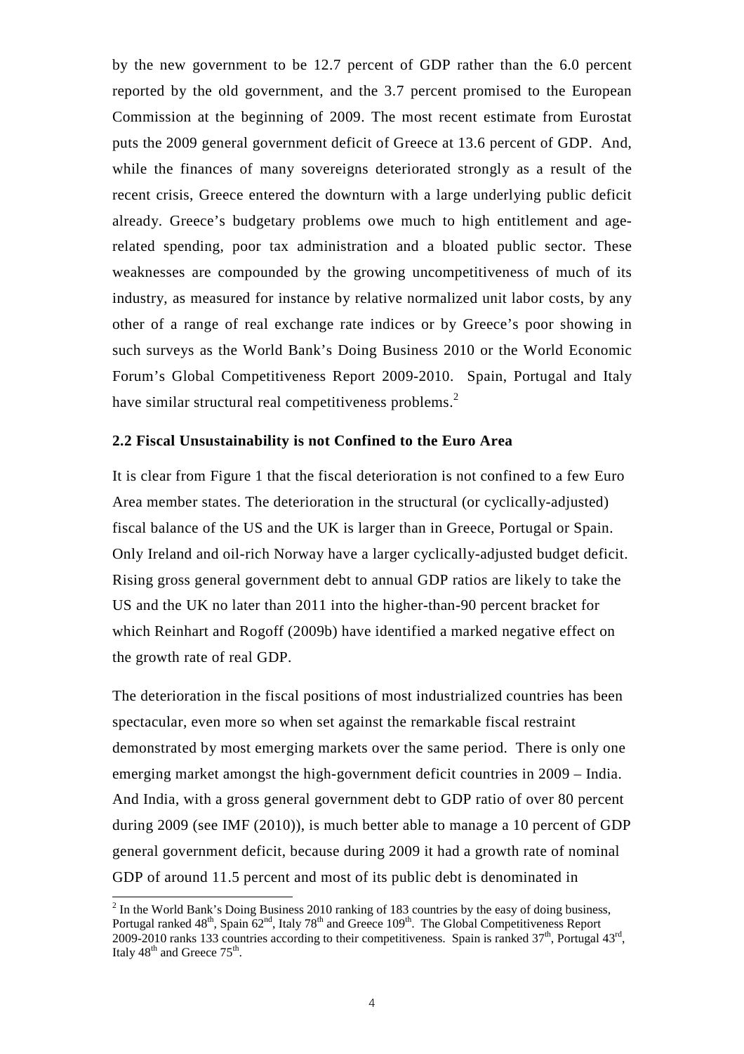by the new government to be 12.7 percent of GDP rather than the 6.0 percent reported by the old government, and the 3.7 percent promised to the European Commission at the beginning of 2009. The most recent estimate from Eurostat puts the 2009 general government deficit of Greece at 13.6 percent of GDP. And, while the finances of many sovereigns deteriorated strongly as a result of the recent crisis, Greece entered the downturn with a large underlying public deficit already. Greece's budgetary problems owe much to high entitlement and age-related spending, poor tax administration and a bloated public sector. These weaknesses are compounded by the growing uncompetitiveness of much of its industry, as measured for instance by relative normalized unit labor costs, by any other of a range of real exchange rate indices or by Greece's poor showing in such surveys as the World Bank's Doing Business 2010 or the World Economic Forum's Global Competitiveness Report 2009-2010. Spain, Portugal and Italy have similar structural real competitiveness problems.[2]

### 2.2 Fiscal Unsustainability is not Confined to the Euro Area

It is clear from Figure 1 that the fiscal deterioration is not confined to a few Euro Area member states. The deterioration in the structural (or cyclically-adjusted) fiscal balance of the US and the UK is larger than in Greece, Portugal or Spain. Only Ireland and oil-rich Norway have a larger cyclically-adjusted budget deficit. Rising gross general government debt to annual GDP ratios are likely to take the US and the UK no later than 2011 into the higher-than-90 percent bracket for which Reinhart and Rogoff (2009b) have identified a marked negative effect on the growth rate of real GDP.

The deterioration in the fiscal positions of most industrialized countries has been spectacular, even more so when set against the remarkable fiscal restraint demonstrated by most emerging markets over the same period. There is only one emerging market amongst the high-government deficit countries in 2009 – India. And India, with a gross general government debt to GDP ratio of over 80 percent during 2009 (see IMF (2010)), is much better able to manage a 10 percent of GDP general government deficit, because during 2009 it had a growth rate of nominal GDP of around 11.5 percent and most of its public debt is denominated in

---

[2] In the World Bank's Doing Business 2010 ranking of 183 countries by the easy of doing business, Portugal ranked 48th, Spain 62nd, Italy 78th and Greece 109th. The Global Competitiveness Report 2009-2010 ranks 133 countries according to their competitiveness. Spain is ranked 37th, Portugal 43rd, Italy 48th and Greece 75th.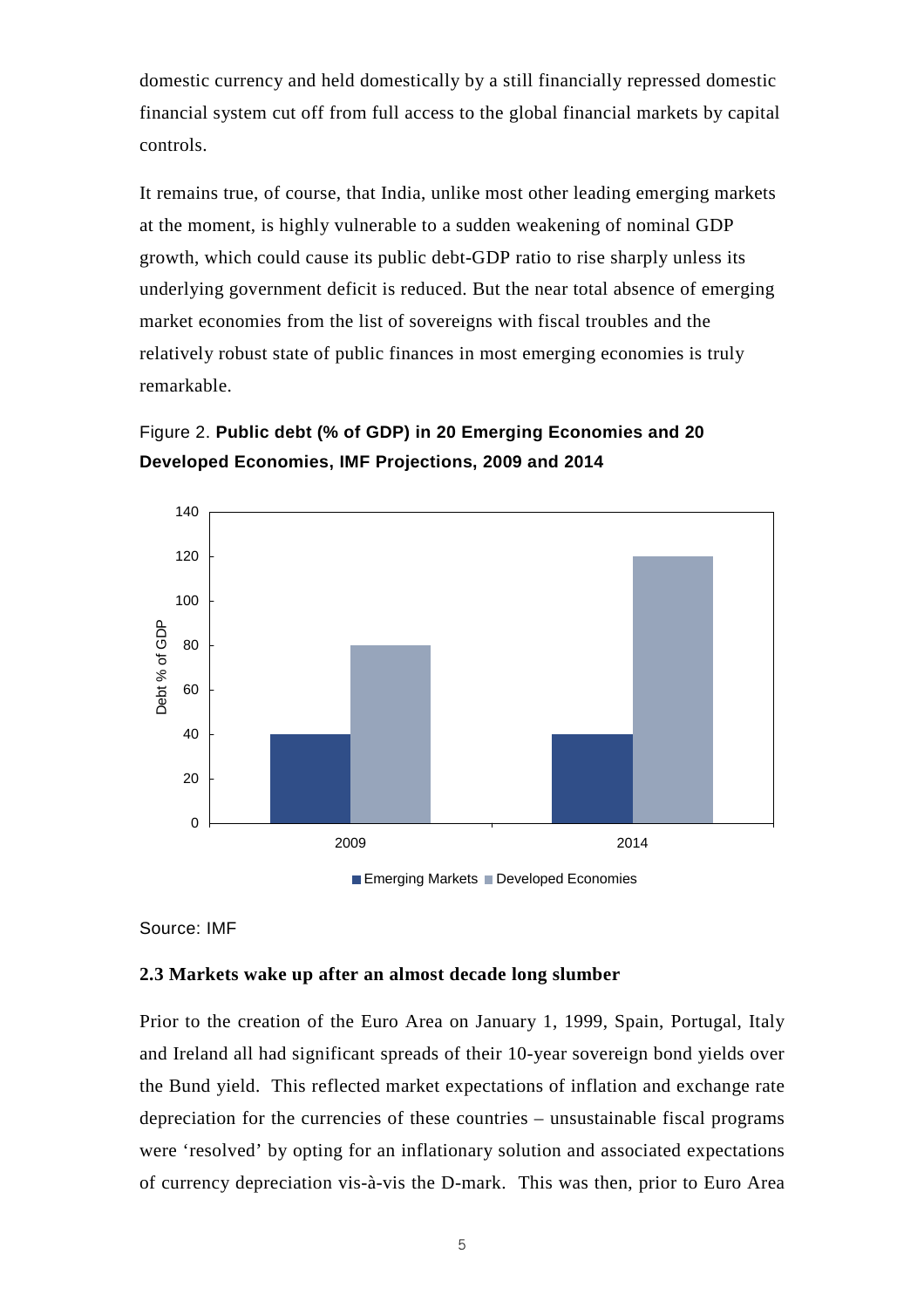domestic currency and held domestically by a still financially repressed domestic financial system cut off from full access to the global financial markets by capital controls.

It remains true, of course, that India, unlike most other leading emerging markets at the moment, is highly vulnerable to a sudden weakening of nominal GDP growth, which could cause its public debt-GDP ratio to rise sharply unless its underlying government deficit is reduced. But the near total absence of emerging market economies from the list of sovereigns with fiscal troubles and the relatively robust state of public finances in most emerging economies is truly remarkable.

Figure 2. **Public debt (% of GDP) in 20 Emerging Economies and 20 Developed Economies, IMF Projections, 2009 and 2014**

Source: IMF

### 2.3 Markets wake up after an almost decade long slumber

Prior to the creation of the Euro Area on January 1, 1999, Spain, Portugal, Italy and Ireland all had significant spreads of their 10-year sovereign bond yields over the Bund yield. This reflected market expectations of inflation and exchange rate depreciation for the currencies of these countries – unsustainable fiscal programs were 'resolved' by opting for an inflationary solution and associated expectations of currency depreciation vis-à-vis the D-mark. This was then, prior to Euro Area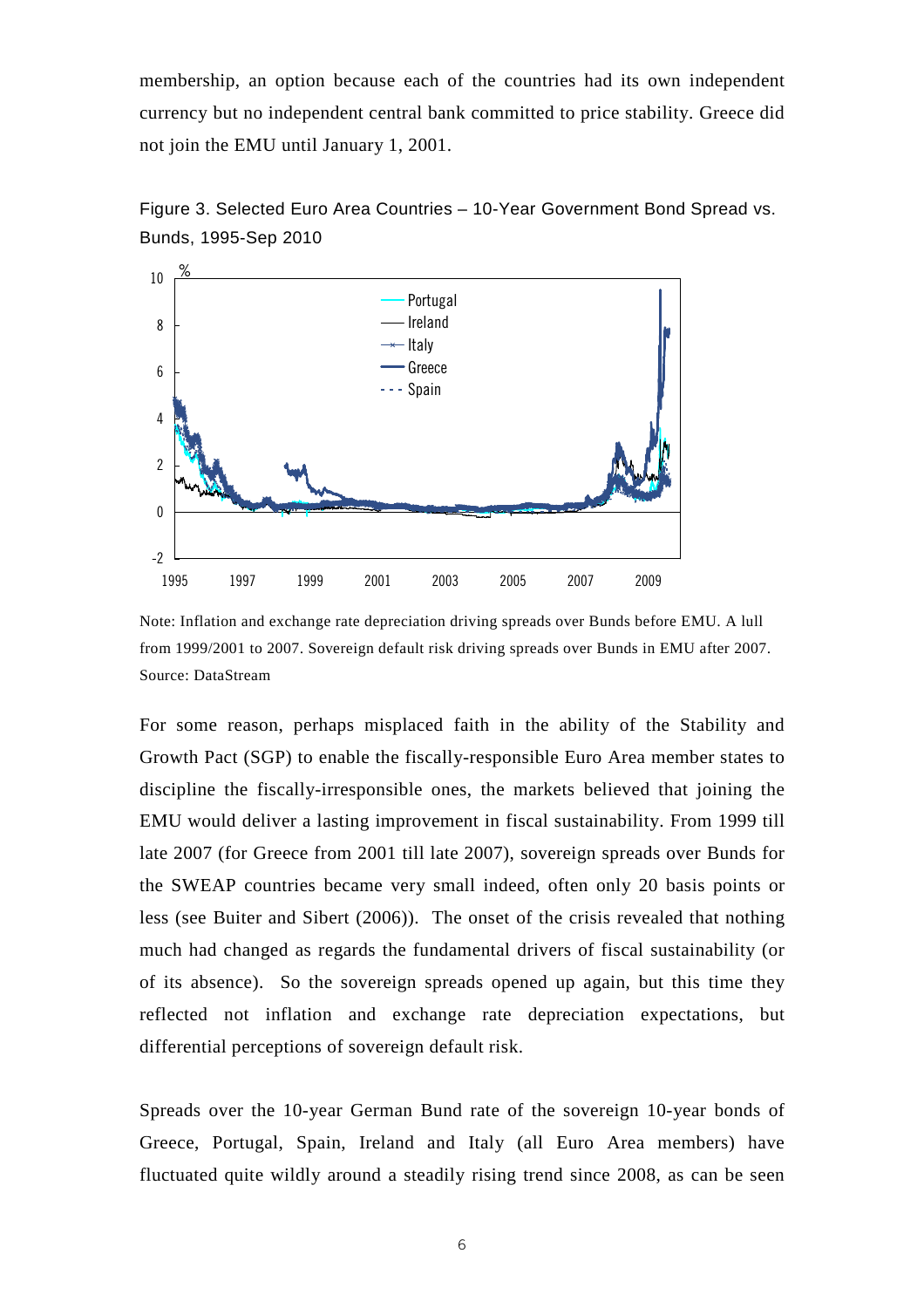membership, an option because each of the countries had its own independent currency but no independent central bank committed to price stability. Greece did not join the EMU until January 1, 2001.

Figure 3. Selected Euro Area Countries – 10-Year Government Bond Spread vs. Bunds, 1995-Sep 2010

Note: Inflation and exchange rate depreciation driving spreads over Bunds before EMU. A lull from 1999/2001 to 2007. Sovereign default risk driving spreads over Bunds in EMU after 2007.
Source: DataStream

For some reason, perhaps misplaced faith in the ability of the Stability and Growth Pact (SGP) to enable the fiscally-responsible Euro Area member states to discipline the fiscally-irresponsible ones, the markets believed that joining the EMU would deliver a lasting improvement in fiscal sustainability. From 1999 till late 2007 (for Greece from 2001 till late 2007), sovereign spreads over Bunds for the SWEAP countries became very small indeed, often only 20 basis points or less (see Buiter and Sibert (2006)). The onset of the crisis revealed that nothing much had changed as regards the fundamental drivers of fiscal sustainability (or of its absence). So the sovereign spreads opened up again, but this time they reflected not inflation and exchange rate depreciation expectations, but differential perceptions of sovereign default risk.

Spreads over the 10-year German Bund rate of the sovereign 10-year bonds of Greece, Portugal, Spain, Ireland and Italy (all Euro Area members) have fluctuated quite wildly around a steadily rising trend since 2008, as can be seen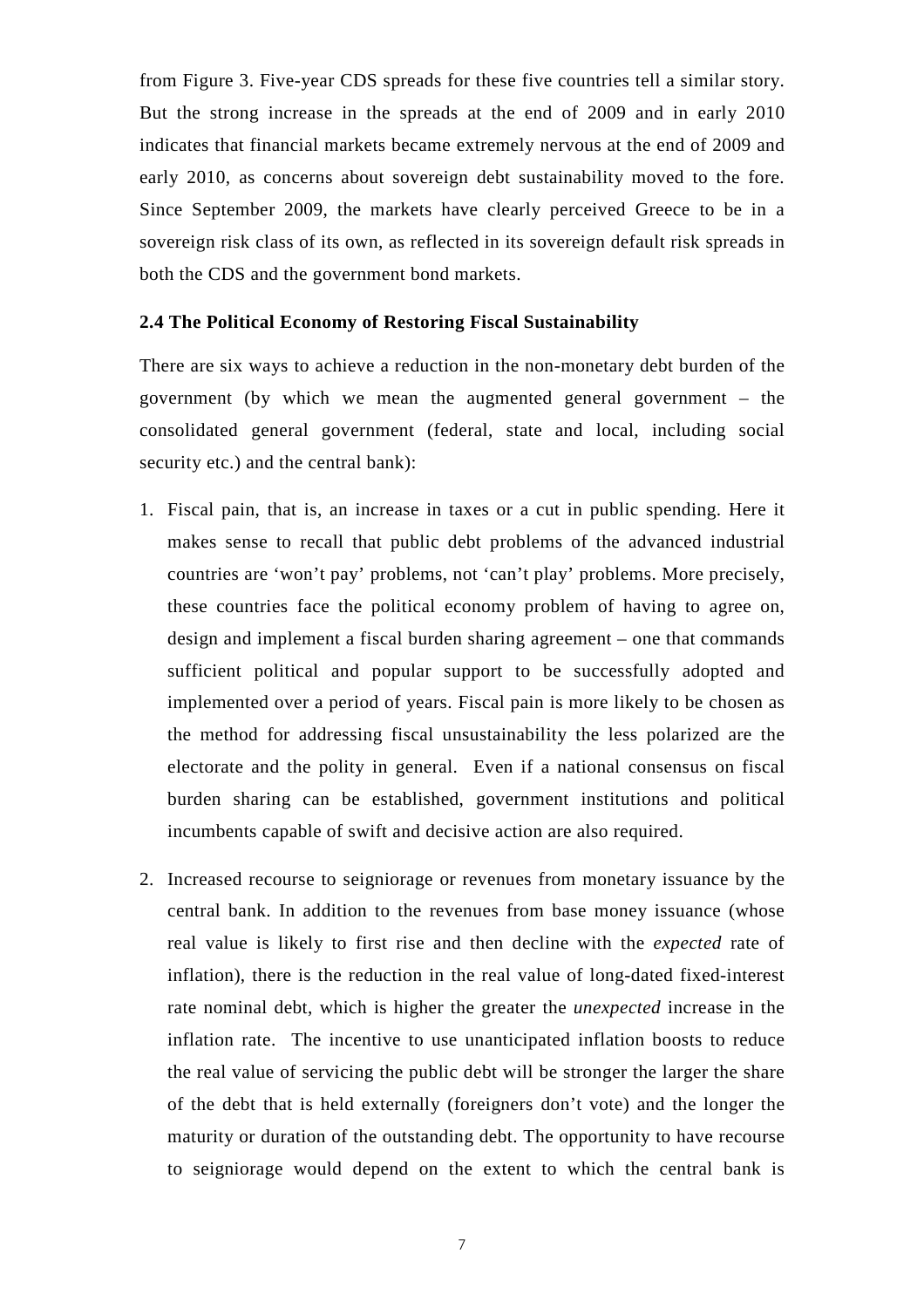from Figure 3. Five-year CDS spreads for these five countries tell a similar story. But the strong increase in the spreads at the end of 2009 and in early 2010 indicates that financial markets became extremely nervous at the end of 2009 and early 2010, as concerns about sovereign debt sustainability moved to the fore. Since September 2009, the markets have clearly perceived Greece to be in a sovereign risk class of its own, as reflected in its sovereign default risk spreads in both the CDS and the government bond markets.

### 2.4 The Political Economy of Restoring Fiscal Sustainability

There are six ways to achieve a reduction in the non-monetary debt burden of the government (by which we mean the augmented general government – the consolidated general government (federal, state and local, including social security etc.) and the central bank):

1. Fiscal pain, that is, an increase in taxes or a cut in public spending. Here it makes sense to recall that public debt problems of the advanced industrial countries are 'won't pay' problems, not 'can't play' problems. More precisely, these countries face the political economy problem of having to agree on, design and implement a fiscal burden sharing agreement – one that commands sufficient political and popular support to be successfully adopted and implemented over a period of years. Fiscal pain is more likely to be chosen as the method for addressing fiscal unsustainability the less polarized are the electorate and the polity in general. Even if a national consensus on fiscal burden sharing can be established, government institutions and political incumbents capable of swift and decisive action are also required.

2. Increased recourse to seigniorage or revenues from monetary issuance by the central bank. In addition to the revenues from base money issuance (whose real value is likely to first rise and then decline with the *expected* rate of inflation), there is the reduction in the real value of long-dated fixed-interest rate nominal debt, which is higher the greater the *unexpected* increase in the inflation rate. The incentive to use unanticipated inflation boosts to reduce the real value of servicing the public debt will be stronger the larger the share of the debt that is held externally (foreigners don't vote) and the longer the maturity or duration of the outstanding debt. The opportunity to have recourse to seigniorage would depend on the extent to which the central bank is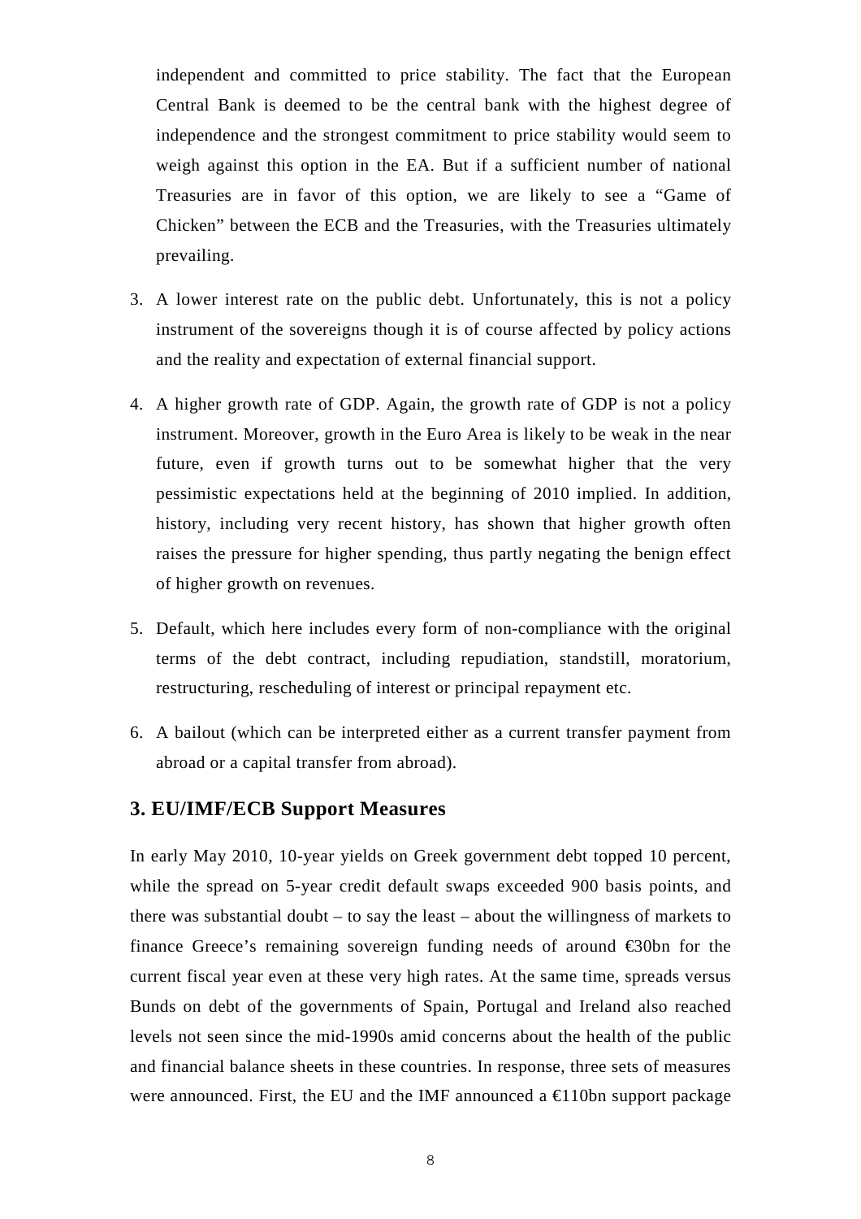independent and committed to price stability. The fact that the European Central Bank is deemed to be the central bank with the highest degree of independence and the strongest commitment to price stability would seem to weigh against this option in the EA. But if a sufficient number of national Treasuries are in favor of this option, we are likely to see a "Game of Chicken" between the ECB and the Treasuries, with the Treasuries ultimately prevailing.

3. A lower interest rate on the public debt. Unfortunately, this is not a policy instrument of the sovereigns though it is of course affected by policy actions and the reality and expectation of external financial support.

4. A higher growth rate of GDP. Again, the growth rate of GDP is not a policy instrument. Moreover, growth in the Euro Area is likely to be weak in the near future, even if growth turns out to be somewhat higher that the very pessimistic expectations held at the beginning of 2010 implied. In addition, history, including very recent history, has shown that higher growth often raises the pressure for higher spending, thus partly negating the benign effect of higher growth on revenues.

5. Default, which here includes every form of non-compliance with the original terms of the debt contract, including repudiation, standstill, moratorium, restructuring, rescheduling of interest or principal repayment etc.

6. A bailout (which can be interpreted either as a current transfer payment from abroad or a capital transfer from abroad).

## 3. EU/IMF/ECB Support Measures

In early May 2010, 10-year yields on Greek government debt topped 10 percent, while the spread on 5-year credit default swaps exceeded 900 basis points, and there was substantial doubt – to say the least – about the willingness of markets to finance Greece's remaining sovereign funding needs of around €30bn for the current fiscal year even at these very high rates. At the same time, spreads versus Bunds on debt of the governments of Spain, Portugal and Ireland also reached levels not seen since the mid-1990s amid concerns about the health of the public and financial balance sheets in these countries. In response, three sets of measures were announced. First, the EU and the IMF announced a €110bn support package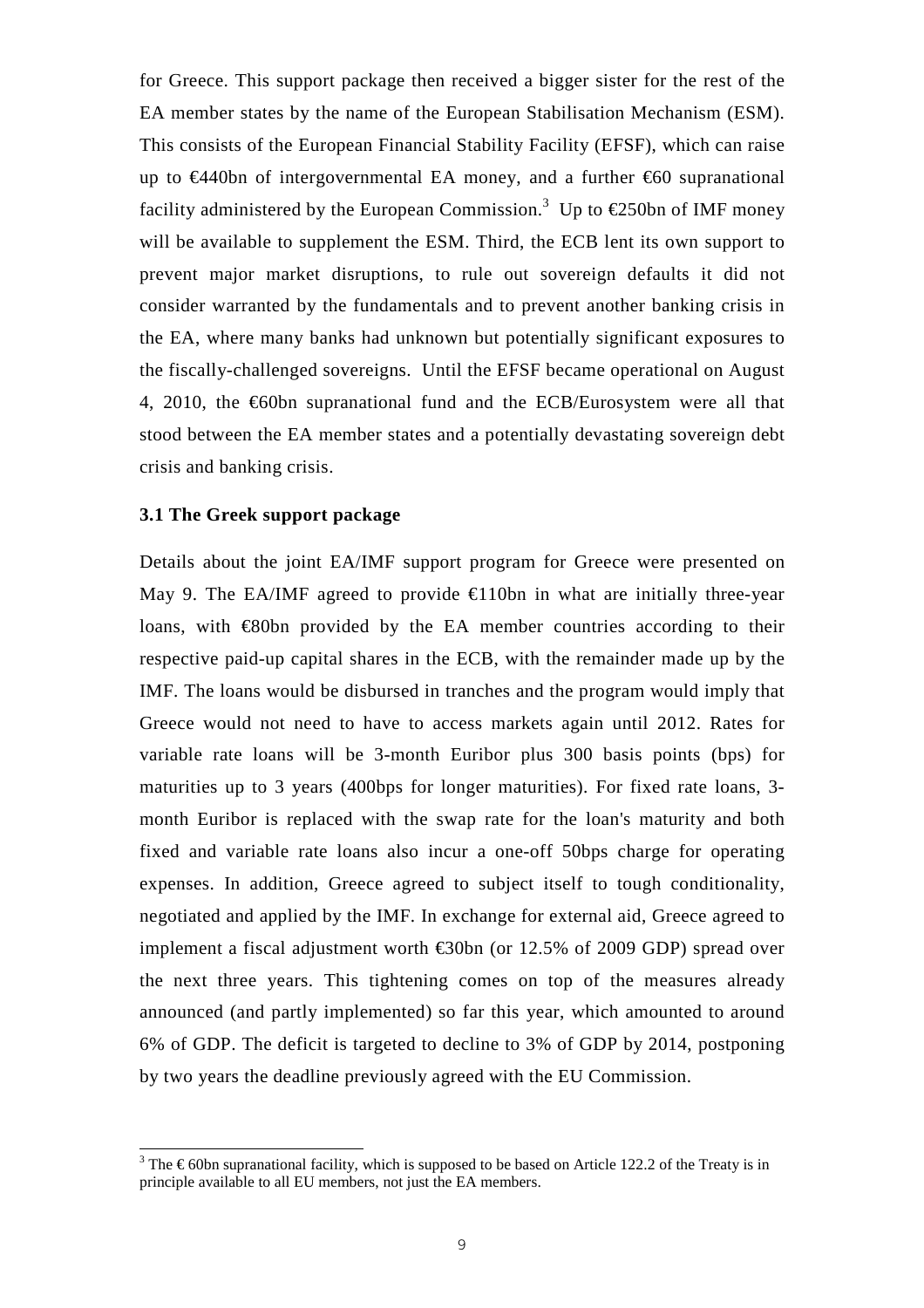for Greece. This support package then received a bigger sister for the rest of the EA member states by the name of the European Stabilisation Mechanism (ESM). This consists of the European Financial Stability Facility (EFSF), which can raise up to €440bn of intergovernmental EA money, and a further €60 supranational facility administered by the European Commission.[3] Up to €250bn of IMF money will be available to supplement the ESM. Third, the ECB lent its own support to prevent major market disruptions, to rule out sovereign defaults it did not consider warranted by the fundamentals and to prevent another banking crisis in the EA, where many banks had unknown but potentially significant exposures to the fiscally-challenged sovereigns. Until the EFSF became operational on August 4, 2010, the €60bn supranational fund and the ECB/Eurosystem were all that stood between the EA member states and a potentially devastating sovereign debt crisis and banking crisis.

### 3.1 The Greek support package

Details about the joint EA/IMF support program for Greece were presented on May 9. The EA/IMF agreed to provide €110bn in what are initially three-year loans, with €80bn provided by the EA member countries according to their respective paid-up capital shares in the ECB, with the remainder made up by the IMF. The loans would be disbursed in tranches and the program would imply that Greece would not need to have to access markets again until 2012. Rates for variable rate loans will be 3-month Euribor plus 300 basis points (bps) for maturities up to 3 years (400bps for longer maturities). For fixed rate loans, 3-month Euribor is replaced with the swap rate for the loan's maturity and both fixed and variable rate loans also incur a one-off 50bps charge for operating expenses. In addition, Greece agreed to subject itself to tough conditionality, negotiated and applied by the IMF. In exchange for external aid, Greece agreed to implement a fiscal adjustment worth €30bn (or 12.5% of 2009 GDP) spread over the next three years. This tightening comes on top of the measures already announced (and partly implemented) so far this year, which amounted to around 6% of GDP. The deficit is targeted to decline to 3% of GDP by 2014, postponing by two years the deadline previously agreed with the EU Commission.

---

[3] The € 60bn supranational facility, which is supposed to be based on Article 122.2 of the Treaty is in principle available to all EU members, not just the EA members.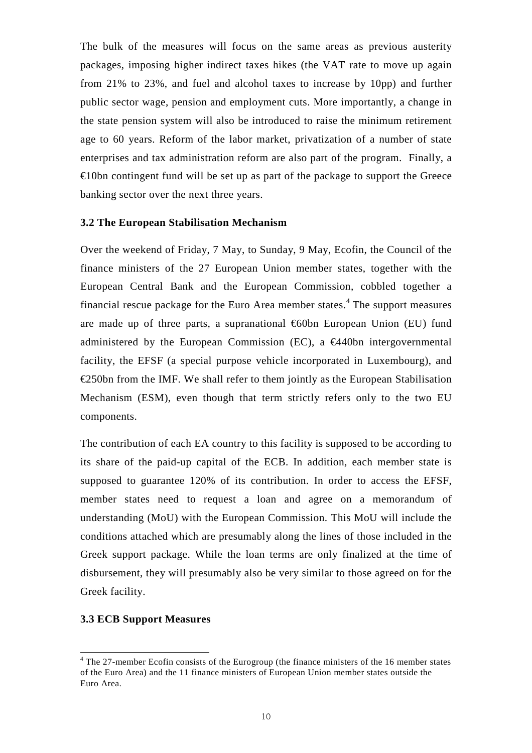The bulk of the measures will focus on the same areas as previous austerity packages, imposing higher indirect taxes hikes (the VAT rate to move up again from 21% to 23%, and fuel and alcohol taxes to increase by 10pp) and further public sector wage, pension and employment cuts. More importantly, a change in the state pension system will also be introduced to raise the minimum retirement age to 60 years. Reform of the labor market, privatization of a number of state enterprises and tax administration reform are also part of the program. Finally, a €10bn contingent fund will be set up as part of the package to support the Greece banking sector over the next three years.

### 3.2 The European Stabilisation Mechanism

Over the weekend of Friday, 7 May, to Sunday, 9 May, Ecofin, the Council of the finance ministers of the 27 European Union member states, together with the European Central Bank and the European Commission, cobbled together a financial rescue package for the Euro Area member states.[4] The support measures are made up of three parts, a supranational €60bn European Union (EU) fund administered by the European Commission (EC), a €440bn intergovernmental facility, the EFSF (a special purpose vehicle incorporated in Luxembourg), and €250bn from the IMF. We shall refer to them jointly as the European Stabilisation Mechanism (ESM), even though that term strictly refers only to the two EU components.

The contribution of each EA country to this facility is supposed to be according to its share of the paid-up capital of the ECB. In addition, each member state is supposed to guarantee 120% of its contribution. In order to access the EFSF, member states need to request a loan and agree on a memorandum of understanding (MoU) with the European Commission. This MoU will include the conditions attached which are presumably along the lines of those included in the Greek support package. While the loan terms are only finalized at the time of disbursement, they will presumably also be very similar to those agreed on for the Greek facility.

### 3.3 ECB Support Measures

[4] The 27-member Ecofin consists of the Eurogroup (the finance ministers of the 16 member states of the Euro Area) and the 11 finance ministers of European Union member states outside the Euro Area.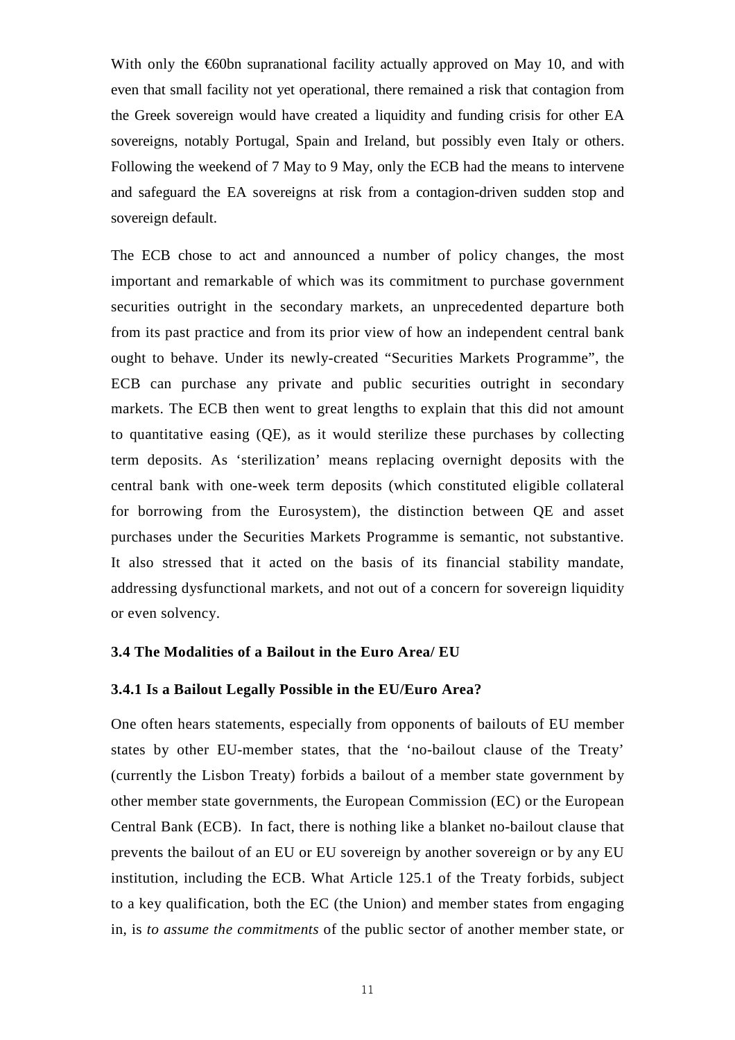With only the €60bn supranational facility actually approved on May 10, and with even that small facility not yet operational, there remained a risk that contagion from the Greek sovereign would have created a liquidity and funding crisis for other EA sovereigns, notably Portugal, Spain and Ireland, but possibly even Italy or others. Following the weekend of 7 May to 9 May, only the ECB had the means to intervene and safeguard the EA sovereigns at risk from a contagion-driven sudden stop and sovereign default.

The ECB chose to act and announced a number of policy changes, the most important and remarkable of which was its commitment to purchase government securities outright in the secondary markets, an unprecedented departure both from its past practice and from its prior view of how an independent central bank ought to behave. Under its newly-created "Securities Markets Programme", the ECB can purchase any private and public securities outright in secondary markets. The ECB then went to great lengths to explain that this did not amount to quantitative easing (QE), as it would sterilize these purchases by collecting term deposits. As 'sterilization' means replacing overnight deposits with the central bank with one-week term deposits (which constituted eligible collateral for borrowing from the Eurosystem), the distinction between QE and asset purchases under the Securities Markets Programme is semantic, not substantive. It also stressed that it acted on the basis of its financial stability mandate, addressing dysfunctional markets, and not out of a concern for sovereign liquidity or even solvency.

### 3.4 The Modalities of a Bailout in the Euro Area/ EU

#### 3.4.1 Is a Bailout Legally Possible in the EU/Euro Area?

One often hears statements, especially from opponents of bailouts of EU member states by other EU-member states, that the 'no-bailout clause of the Treaty' (currently the Lisbon Treaty) forbids a bailout of a member state government by other member state governments, the European Commission (EC) or the European Central Bank (ECB). In fact, there is nothing like a blanket no-bailout clause that prevents the bailout of an EU or EU sovereign by another sovereign or by any EU institution, including the ECB. What Article 125.1 of the Treaty forbids, subject to a key qualification, both the EC (the Union) and member states from engaging in, is *to assume the commitments* of the public sector of another member state, or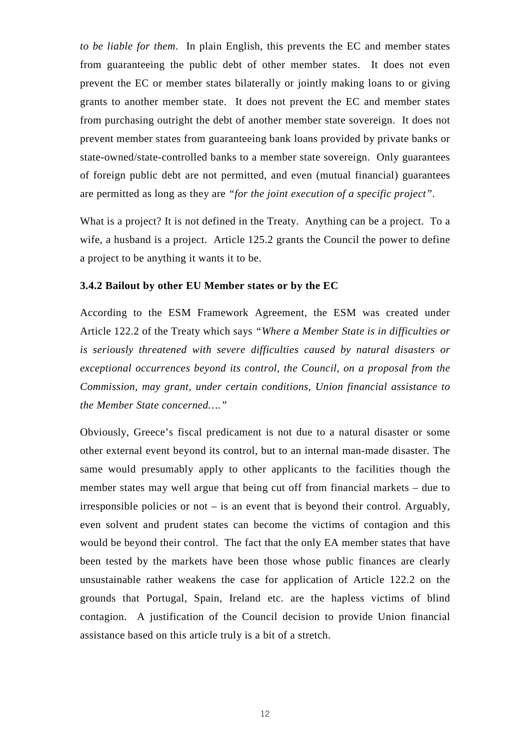*to be liable for them*. In plain English, this prevents the EC and member states from guaranteeing the public debt of other member states. It does not even prevent the EC or member states bilaterally or jointly making loans to or giving grants to another member state. It does not prevent the EC and member states from purchasing outright the debt of another member state sovereign. It does not prevent member states from guaranteeing bank loans provided by private banks or state-owned/state-controlled banks to a member state sovereign. Only guarantees of foreign public debt are not permitted, and even (mutual financial) guarantees are permitted as long as they are *"for the joint execution of a specific project"*.

What is a project? It is not defined in the Treaty. Anything can be a project. To a wife, a husband is a project. Article 125.2 grants the Council the power to define a project to be anything it wants it to be.

### 3.4.2 Bailout by other EU Member states or by the EC

According to the ESM Framework Agreement, the ESM was created under Article 122.2 of the Treaty which says *"Where a Member State is in difficulties or is seriously threatened with severe difficulties caused by natural disasters or exceptional occurrences beyond its control, the Council, on a proposal from the Commission, may grant, under certain conditions, Union financial assistance to the Member State concerned…."*

Obviously, Greece's fiscal predicament is not due to a natural disaster or some other external event beyond its control, but to an internal man-made disaster. The same would presumably apply to other applicants to the facilities though the member states may well argue that being cut off from financial markets – due to irresponsible policies or not – is an event that is beyond their control. Arguably, even solvent and prudent states can become the victims of contagion and this would be beyond their control. The fact that the only EA member states that have been tested by the markets have been those whose public finances are clearly unsustainable rather weakens the case for application of Article 122.2 on the grounds that Portugal, Spain, Ireland etc. are the hapless victims of blind contagion. A justification of the Council decision to provide Union financial assistance based on this article truly is a bit of a stretch.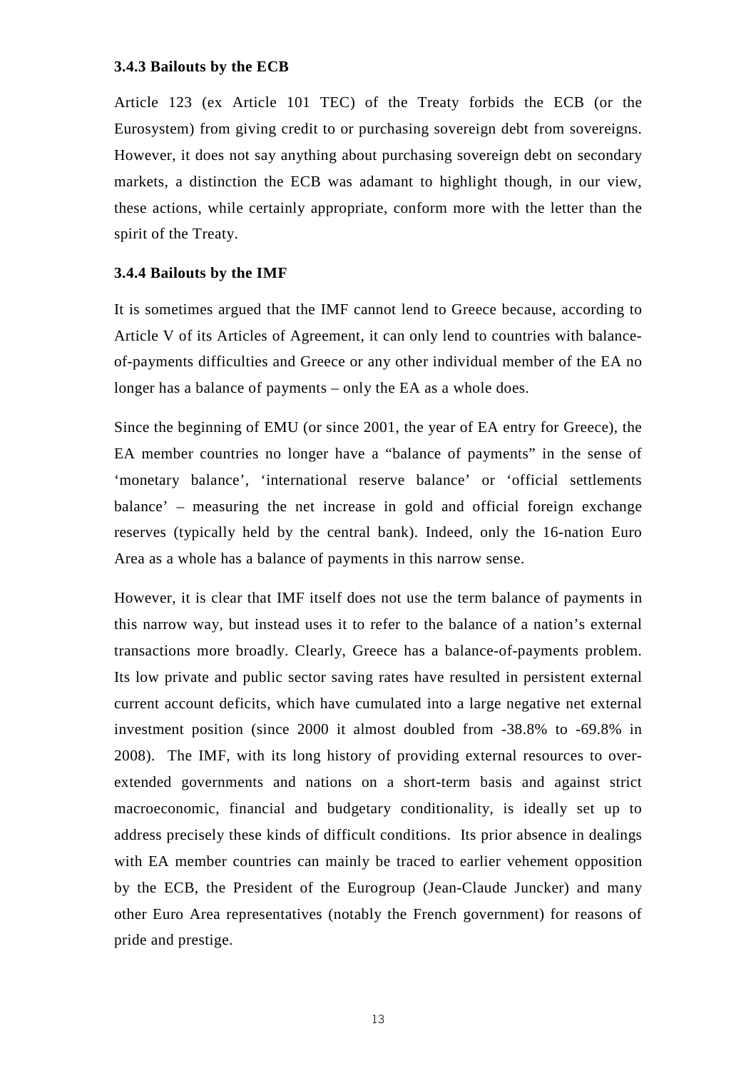### 3.4.3 Bailouts by the ECB

Article 123 (ex Article 101 TEC) of the Treaty forbids the ECB (or the Eurosystem) from giving credit to or purchasing sovereign debt from sovereigns. However, it does not say anything about purchasing sovereign debt on secondary markets, a distinction the ECB was adamant to highlight though, in our view, these actions, while certainly appropriate, conform more with the letter than the spirit of the Treaty.

### 3.4.4 Bailouts by the IMF

It is sometimes argued that the IMF cannot lend to Greece because, according to Article V of its Articles of Agreement, it can only lend to countries with balance-of-payments difficulties and Greece or any other individual member of the EA no longer has a balance of payments – only the EA as a whole does.

Since the beginning of EMU (or since 2001, the year of EA entry for Greece), the EA member countries no longer have a "balance of payments" in the sense of 'monetary balance', 'international reserve balance' or 'official settlements balance' – measuring the net increase in gold and official foreign exchange reserves (typically held by the central bank). Indeed, only the 16-nation Euro Area as a whole has a balance of payments in this narrow sense.

However, it is clear that IMF itself does not use the term balance of payments in this narrow way, but instead uses it to refer to the balance of a nation's external transactions more broadly. Clearly, Greece has a balance-of-payments problem. Its low private and public sector saving rates have resulted in persistent external current account deficits, which have cumulated into a large negative net external investment position (since 2000 it almost doubled from -38.8% to -69.8% in 2008). The IMF, with its long history of providing external resources to over-extended governments and nations on a short-term basis and against strict macroeconomic, financial and budgetary conditionality, is ideally set up to address precisely these kinds of difficult conditions. Its prior absence in dealings with EA member countries can mainly be traced to earlier vehement opposition by the ECB, the President of the Eurogroup (Jean-Claude Juncker) and many other Euro Area representatives (notably the French government) for reasons of pride and prestige.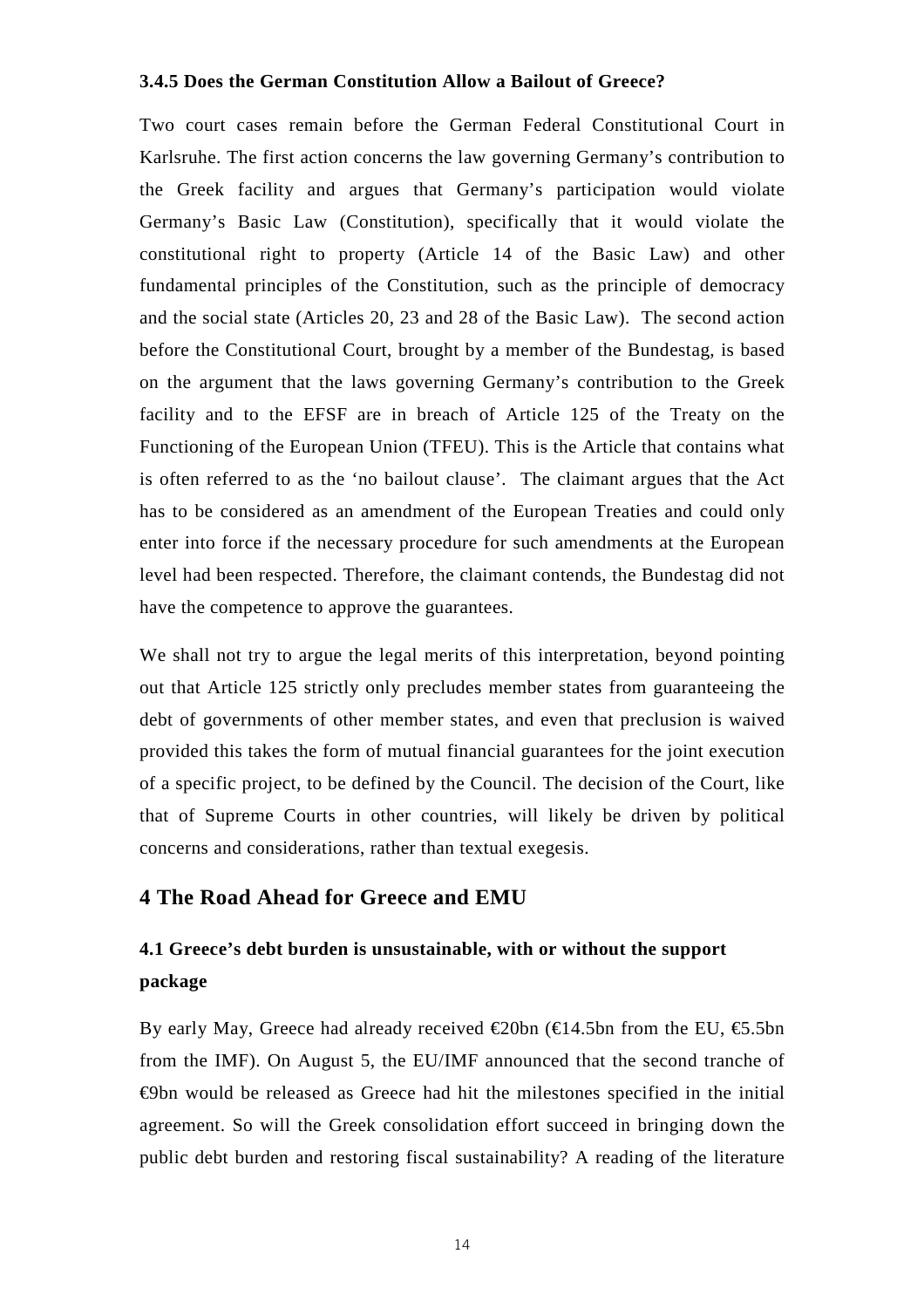### 3.4.5 Does the German Constitution Allow a Bailout of Greece?

Two court cases remain before the German Federal Constitutional Court in Karlsruhe. The first action concerns the law governing Germany's contribution to the Greek facility and argues that Germany's participation would violate Germany's Basic Law (Constitution), specifically that it would violate the constitutional right to property (Article 14 of the Basic Law) and other fundamental principles of the Constitution, such as the principle of democracy and the social state (Articles 20, 23 and 28 of the Basic Law). The second action before the Constitutional Court, brought by a member of the Bundestag, is based on the argument that the laws governing Germany's contribution to the Greek facility and to the EFSF are in breach of Article 125 of the Treaty on the Functioning of the European Union (TFEU). This is the Article that contains what is often referred to as the 'no bailout clause'. The claimant argues that the Act has to be considered as an amendment of the European Treaties and could only enter into force if the necessary procedure for such amendments at the European level had been respected. Therefore, the claimant contends, the Bundestag did not have the competence to approve the guarantees.

We shall not try to argue the legal merits of this interpretation, beyond pointing out that Article 125 strictly only precludes member states from guaranteeing the debt of governments of other member states, and even that preclusion is waived provided this takes the form of mutual financial guarantees for the joint execution of a specific project, to be defined by the Council. The decision of the Court, like that of Supreme Courts in other countries, will likely be driven by political concerns and considerations, rather than textual exegesis.

## 4 The Road Ahead for Greece and EMU

### 4.1 Greece's debt burden is unsustainable, with or without the support package

By early May, Greece had already received €20bn (€14.5bn from the EU, €5.5bn from the IMF). On August 5, the EU/IMF announced that the second tranche of €9bn would be released as Greece had hit the milestones specified in the initial agreement. So will the Greek consolidation effort succeed in bringing down the public debt burden and restoring fiscal sustainability? A reading of the literature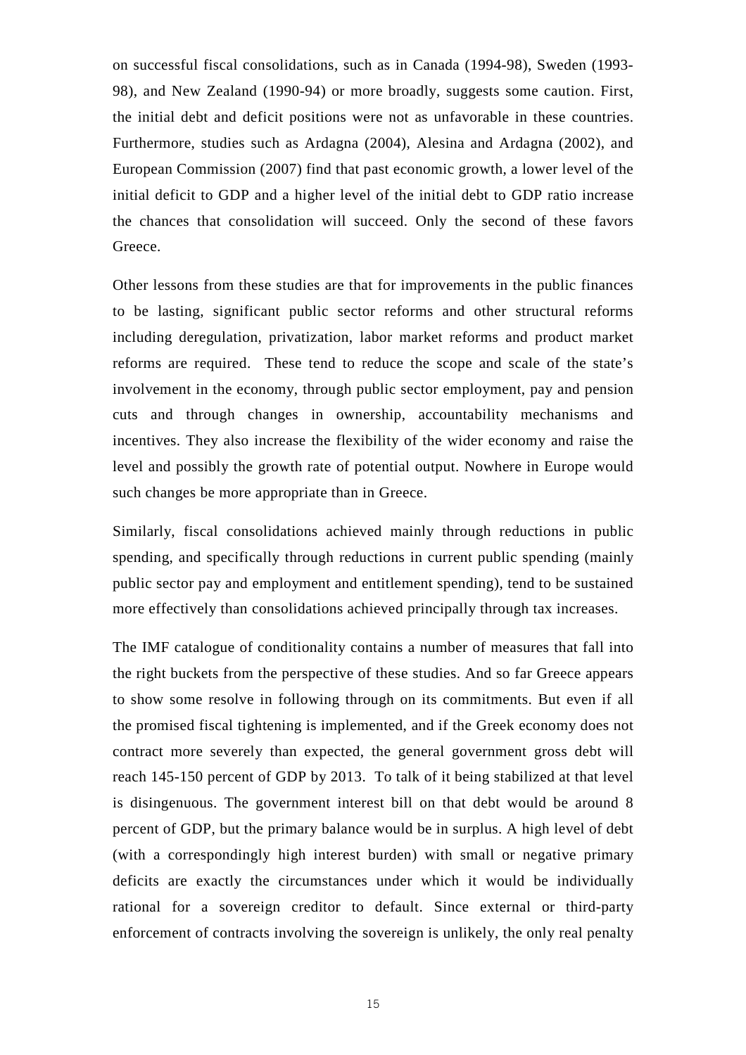on successful fiscal consolidations, such as in Canada (1994-98), Sweden (1993-98), and New Zealand (1990-94) or more broadly, suggests some caution. First, the initial debt and deficit positions were not as unfavorable in these countries. Furthermore, studies such as Ardagna (2004), Alesina and Ardagna (2002), and European Commission (2007) find that past economic growth, a lower level of the initial deficit to GDP and a higher level of the initial debt to GDP ratio increase the chances that consolidation will succeed. Only the second of these favors Greece.

Other lessons from these studies are that for improvements in the public finances to be lasting, significant public sector reforms and other structural reforms including deregulation, privatization, labor market reforms and product market reforms are required. These tend to reduce the scope and scale of the state's involvement in the economy, through public sector employment, pay and pension cuts and through changes in ownership, accountability mechanisms and incentives. They also increase the flexibility of the wider economy and raise the level and possibly the growth rate of potential output. Nowhere in Europe would such changes be more appropriate than in Greece.

Similarly, fiscal consolidations achieved mainly through reductions in public spending, and specifically through reductions in current public spending (mainly public sector pay and employment and entitlement spending), tend to be sustained more effectively than consolidations achieved principally through tax increases.

The IMF catalogue of conditionality contains a number of measures that fall into the right buckets from the perspective of these studies. And so far Greece appears to show some resolve in following through on its commitments. But even if all the promised fiscal tightening is implemented, and if the Greek economy does not contract more severely than expected, the general government gross debt will reach 145-150 percent of GDP by 2013. To talk of it being stabilized at that level is disingenuous. The government interest bill on that debt would be around 8 percent of GDP, but the primary balance would be in surplus. A high level of debt (with a correspondingly high interest burden) with small or negative primary deficits are exactly the circumstances under which it would be individually rational for a sovereign creditor to default. Since external or third-party enforcement of contracts involving the sovereign is unlikely, the only real penalty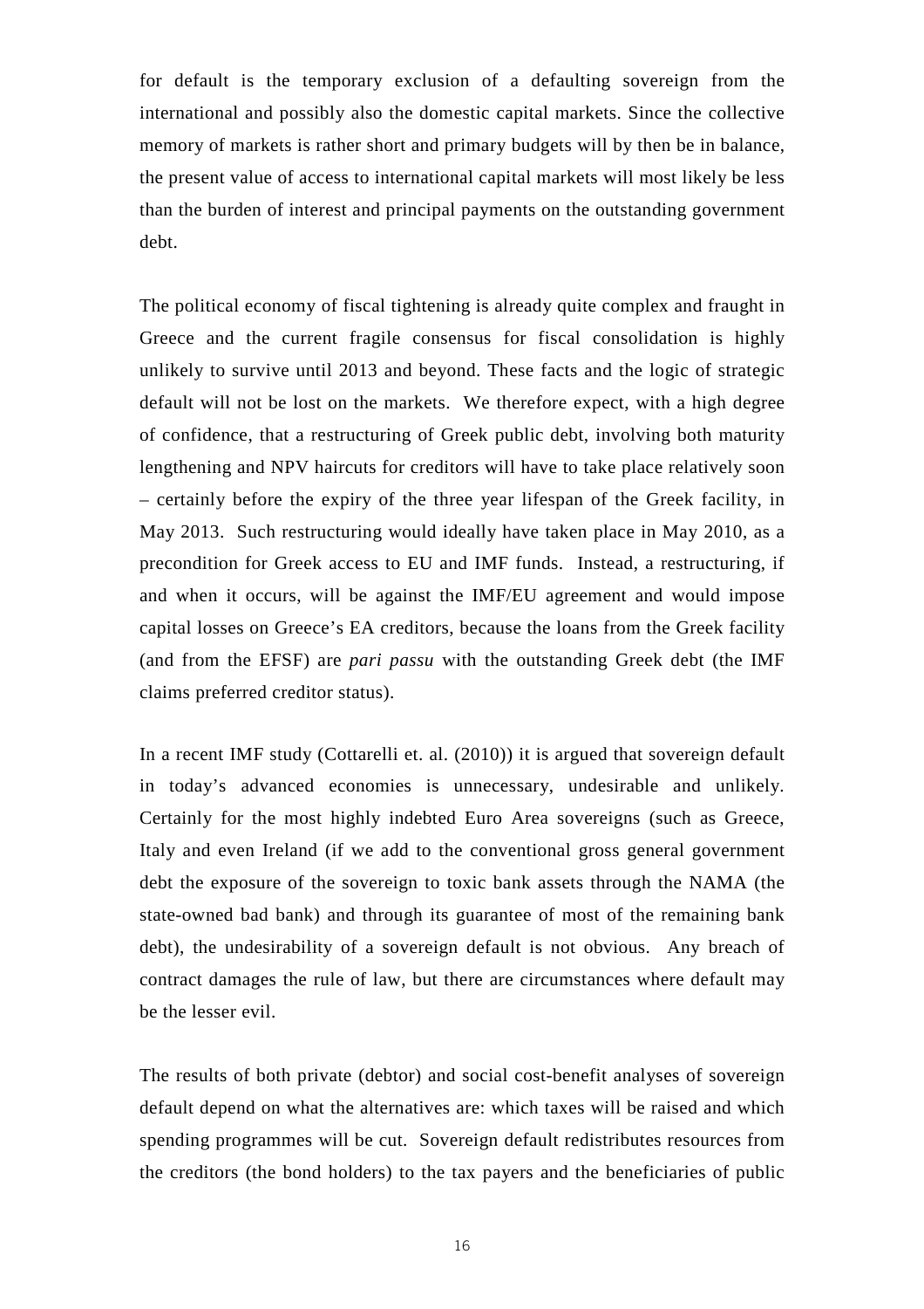for default is the temporary exclusion of a defaulting sovereign from the international and possibly also the domestic capital markets. Since the collective memory of markets is rather short and primary budgets will by then be in balance, the present value of access to international capital markets will most likely be less than the burden of interest and principal payments on the outstanding government debt.

The political economy of fiscal tightening is already quite complex and fraught in Greece and the current fragile consensus for fiscal consolidation is highly unlikely to survive until 2013 and beyond. These facts and the logic of strategic default will not be lost on the markets. We therefore expect, with a high degree of confidence, that a restructuring of Greek public debt, involving both maturity lengthening and NPV haircuts for creditors will have to take place relatively soon – certainly before the expiry of the three year lifespan of the Greek facility, in May 2013. Such restructuring would ideally have taken place in May 2010, as a precondition for Greek access to EU and IMF funds. Instead, a restructuring, if and when it occurs, will be against the IMF/EU agreement and would impose capital losses on Greece's EA creditors, because the loans from the Greek facility (and from the EFSF) are *pari passu* with the outstanding Greek debt (the IMF claims preferred creditor status).

In a recent IMF study (Cottarelli et. al. (2010)) it is argued that sovereign default in today's advanced economies is unnecessary, undesirable and unlikely. Certainly for the most highly indebted Euro Area sovereigns (such as Greece, Italy and even Ireland (if we add to the conventional gross general government debt the exposure of the sovereign to toxic bank assets through the NAMA (the state-owned bad bank) and through its guarantee of most of the remaining bank debt), the undesirability of a sovereign default is not obvious. Any breach of contract damages the rule of law, but there are circumstances where default may be the lesser evil.

The results of both private (debtor) and social cost-benefit analyses of sovereign default depend on what the alternatives are: which taxes will be raised and which spending programmes will be cut. Sovereign default redistributes resources from the creditors (the bond holders) to the tax payers and the beneficiaries of public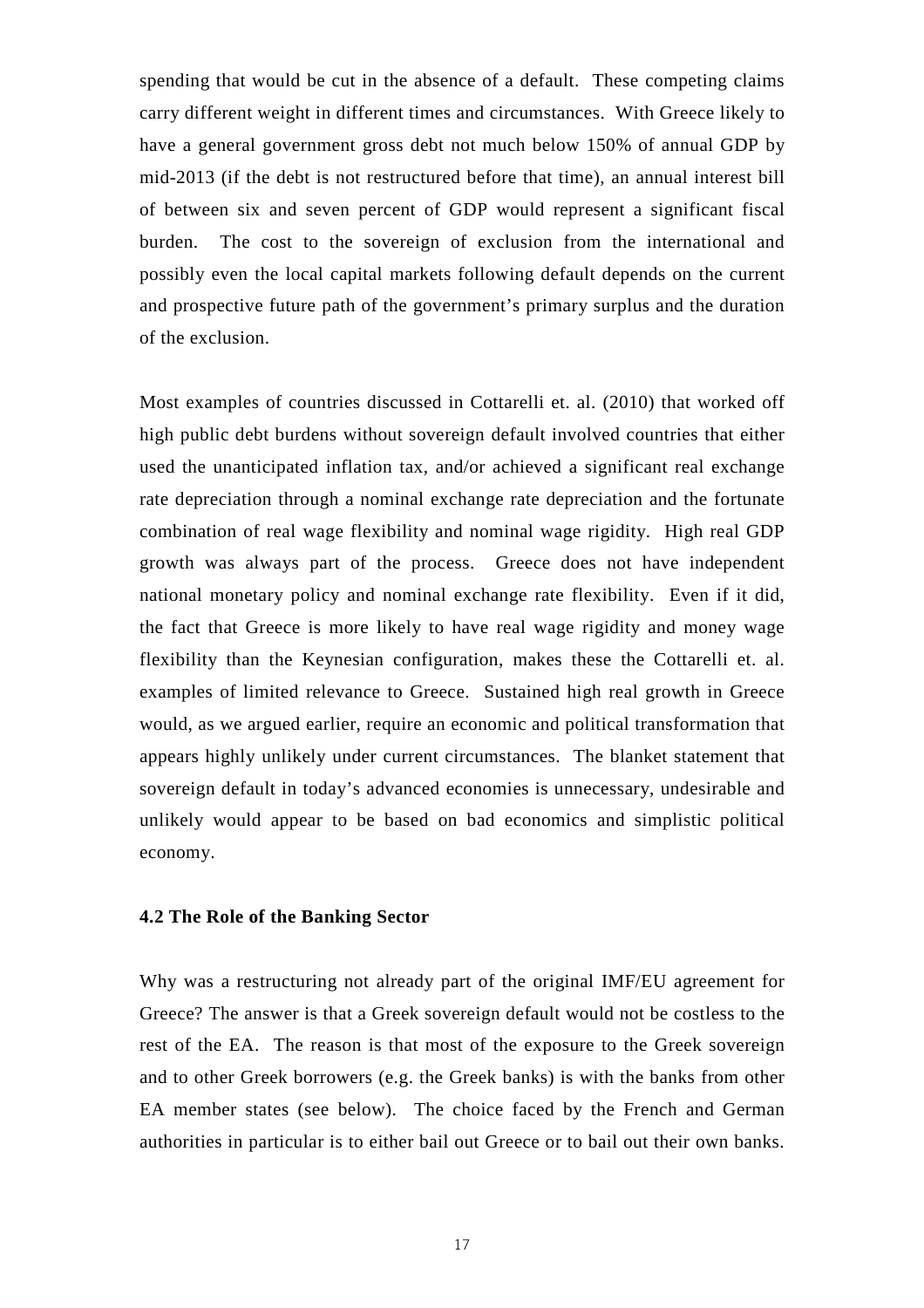spending that would be cut in the absence of a default. These competing claims carry different weight in different times and circumstances. With Greece likely to have a general government gross debt not much below 150% of annual GDP by mid-2013 (if the debt is not restructured before that time), an annual interest bill of between six and seven percent of GDP would represent a significant fiscal burden. The cost to the sovereign of exclusion from the international and possibly even the local capital markets following default depends on the current and prospective future path of the government's primary surplus and the duration of the exclusion.

Most examples of countries discussed in Cottarelli et. al. (2010) that worked off high public debt burdens without sovereign default involved countries that either used the unanticipated inflation tax, and/or achieved a significant real exchange rate depreciation through a nominal exchange rate depreciation and the fortunate combination of real wage flexibility and nominal wage rigidity. High real GDP growth was always part of the process. Greece does not have independent national monetary policy and nominal exchange rate flexibility. Even if it did, the fact that Greece is more likely to have real wage rigidity and money wage flexibility than the Keynesian configuration, makes these the Cottarelli et. al. examples of limited relevance to Greece. Sustained high real growth in Greece would, as we argued earlier, require an economic and political transformation that appears highly unlikely under current circumstances. The blanket statement that sovereign default in today's advanced economies is unnecessary, undesirable and unlikely would appear to be based on bad economics and simplistic political economy.

### 4.2 The Role of the Banking Sector

Why was a restructuring not already part of the original IMF/EU agreement for Greece? The answer is that a Greek sovereign default would not be costless to the rest of the EA. The reason is that most of the exposure to the Greek sovereign and to other Greek borrowers (e.g. the Greek banks) is with the banks from other EA member states (see below). The choice faced by the French and German authorities in particular is to either bail out Greece or to bail out their own banks.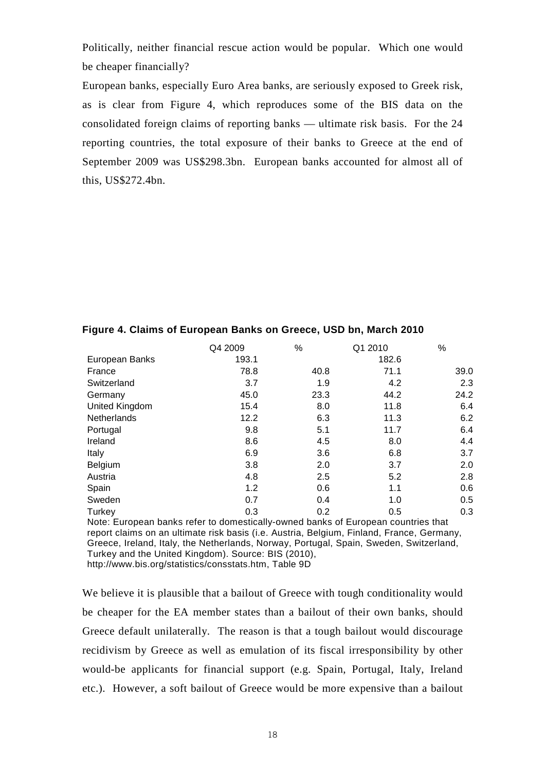Politically, neither financial rescue action would be popular. Which one would be cheaper financially?

European banks, especially Euro Area banks, are seriously exposed to Greek risk, as is clear from Figure 4, which reproduces some of the BIS data on the consolidated foreign claims of reporting banks — ultimate risk basis. For the 24 reporting countries, the total exposure of their banks to Greece at the end of September 2009 was US$298.3bn. European banks accounted for almost all of this, US$272.4bn.

**Figure 4. Claims of European Banks on Greece, USD bn, March 2010**

| | Q4 2009 | % | Q1 2010 | % |
|---|---|---|---|---|
| European Banks | 193.1 | | 182.6 | |
| France | 78.8 | 40.8 | 71.1 | 39.0 |
| Switzerland | 3.7 | 1.9 | 4.2 | 2.3 |
| Germany | 45.0 | 23.3 | 44.2 | 24.2 |
| United Kingdom | 15.4 | 8.0 | 11.8 | 6.4 |
| Netherlands | 12.2 | 6.3 | 11.3 | 6.2 |
| Portugal | 9.8 | 5.1 | 11.7 | 6.4 |
| Ireland | 8.6 | 4.5 | 8.0 | 4.4 |
| Italy | 6.9 | 3.6 | 6.8 | 3.7 |
| Belgium | 3.8 | 2.0 | 3.7 | 2.0 |
| Austria | 4.8 | 2.5 | 5.2 | 2.8 |
| Spain | 1.2 | 0.6 | 1.1 | 0.6 |
| Sweden | 0.7 | 0.4 | 1.0 | 0.5 |
| Turkey | 0.3 | 0.2 | 0.5 | 0.3 |

Note: European banks refer to domestically-owned banks of European countries that report claims on an ultimate risk basis (i.e. Austria, Belgium, Finland, France, Germany, Greece, Ireland, Italy, the Netherlands, Norway, Portugal, Spain, Sweden, Switzerland, Turkey and the United Kingdom). Source: BIS (2010), http://www.bis.org/statistics/consstats.htm, Table 9D

We believe it is plausible that a bailout of Greece with tough conditionality would be cheaper for the EA member states than a bailout of their own banks, should Greece default unilaterally. The reason is that a tough bailout would discourage recidivism by Greece as well as emulation of its fiscal irresponsibility by other would-be applicants for financial support (e.g. Spain, Portugal, Italy, Ireland etc.). However, a soft bailout of Greece would be more expensive than a bailout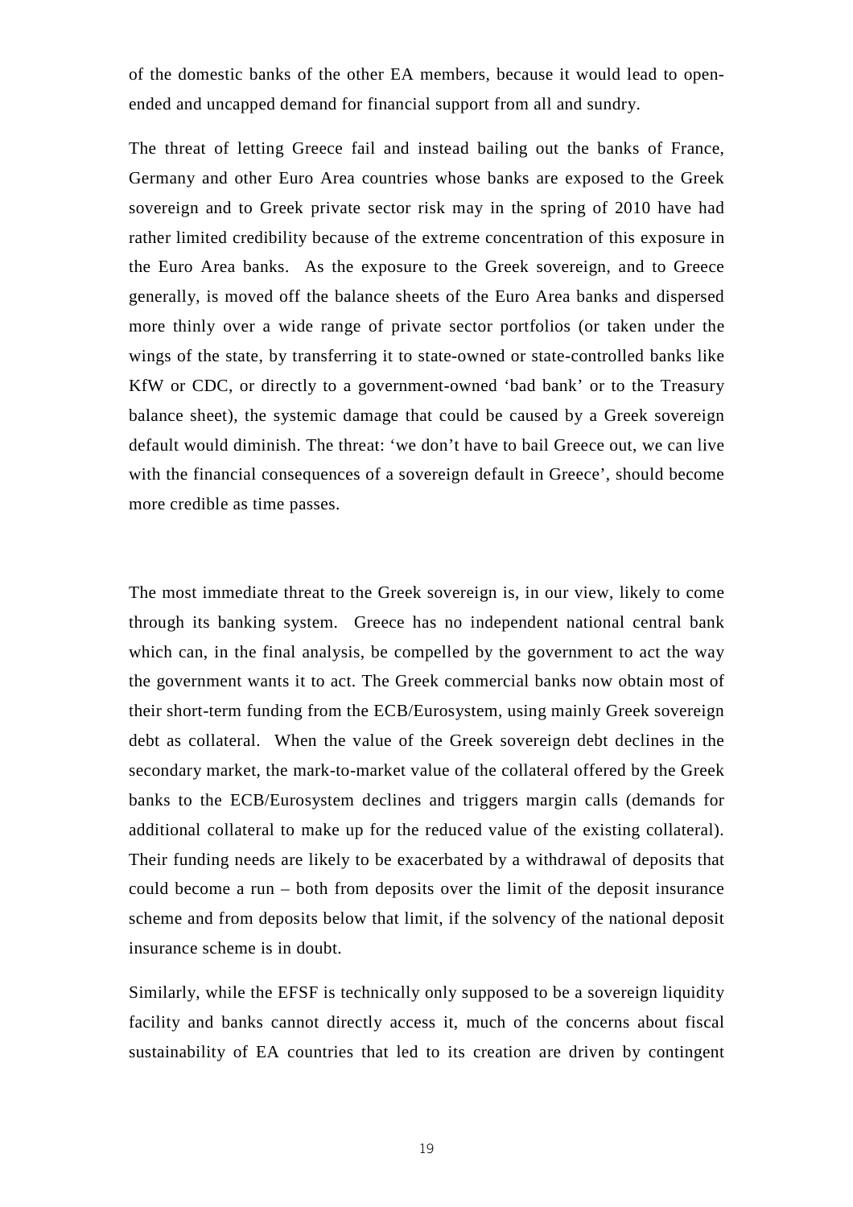of the domestic banks of the other EA members, because it would lead to open-ended and uncapped demand for financial support from all and sundry.

The threat of letting Greece fail and instead bailing out the banks of France, Germany and other Euro Area countries whose banks are exposed to the Greek sovereign and to Greek private sector risk may in the spring of 2010 have had rather limited credibility because of the extreme concentration of this exposure in the Euro Area banks. As the exposure to the Greek sovereign, and to Greece generally, is moved off the balance sheets of the Euro Area banks and dispersed more thinly over a wide range of private sector portfolios (or taken under the wings of the state, by transferring it to state-owned or state-controlled banks like KfW or CDC, or directly to a government-owned 'bad bank' or to the Treasury balance sheet), the systemic damage that could be caused by a Greek sovereign default would diminish. The threat: 'we don't have to bail Greece out, we can live with the financial consequences of a sovereign default in Greece', should become more credible as time passes.

The most immediate threat to the Greek sovereign is, in our view, likely to come through its banking system. Greece has no independent national central bank which can, in the final analysis, be compelled by the government to act the way the government wants it to act. The Greek commercial banks now obtain most of their short-term funding from the ECB/Eurosystem, using mainly Greek sovereign debt as collateral. When the value of the Greek sovereign debt declines in the secondary market, the mark-to-market value of the collateral offered by the Greek banks to the ECB/Eurosystem declines and triggers margin calls (demands for additional collateral to make up for the reduced value of the existing collateral). Their funding needs are likely to be exacerbated by a withdrawal of deposits that could become a run – both from deposits over the limit of the deposit insurance scheme and from deposits below that limit, if the solvency of the national deposit insurance scheme is in doubt.

Similarly, while the EFSF is technically only supposed to be a sovereign liquidity facility and banks cannot directly access it, much of the concerns about fiscal sustainability of EA countries that led to its creation are driven by contingent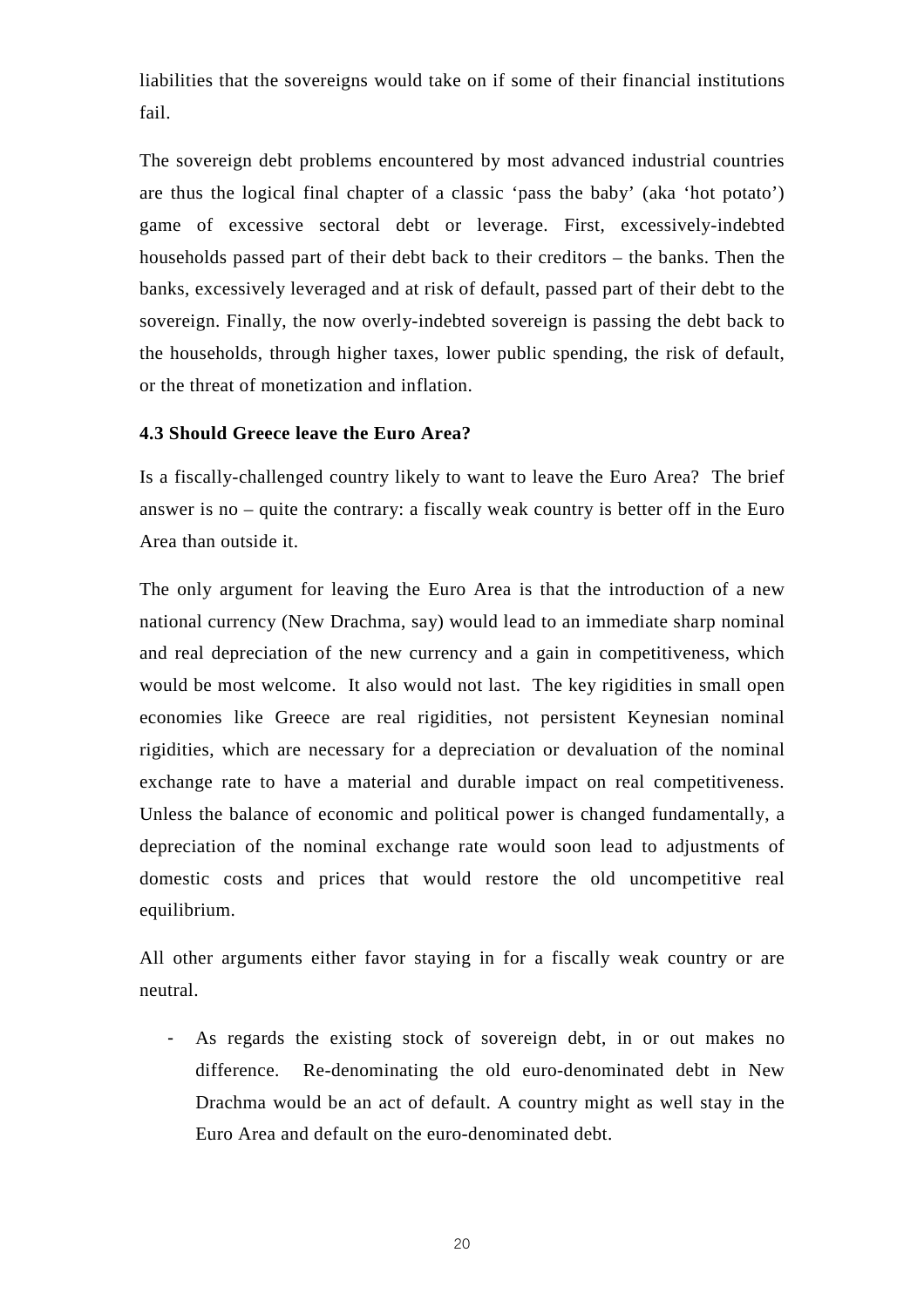liabilities that the sovereigns would take on if some of their financial institutions fail.

The sovereign debt problems encountered by most advanced industrial countries are thus the logical final chapter of a classic 'pass the baby' (aka 'hot potato') game of excessive sectoral debt or leverage. First, excessively-indebted households passed part of their debt back to their creditors – the banks. Then the banks, excessively leveraged and at risk of default, passed part of their debt to the sovereign. Finally, the now overly-indebted sovereign is passing the debt back to the households, through higher taxes, lower public spending, the risk of default, or the threat of monetization and inflation.

### 4.3 Should Greece leave the Euro Area?

Is a fiscally-challenged country likely to want to leave the Euro Area? The brief answer is no – quite the contrary: a fiscally weak country is better off in the Euro Area than outside it.

The only argument for leaving the Euro Area is that the introduction of a new national currency (New Drachma, say) would lead to an immediate sharp nominal and real depreciation of the new currency and a gain in competitiveness, which would be most welcome. It also would not last. The key rigidities in small open economies like Greece are real rigidities, not persistent Keynesian nominal rigidities, which are necessary for a depreciation or devaluation of the nominal exchange rate to have a material and durable impact on real competitiveness. Unless the balance of economic and political power is changed fundamentally, a depreciation of the nominal exchange rate would soon lead to adjustments of domestic costs and prices that would restore the old uncompetitive real equilibrium.

All other arguments either favor staying in for a fiscally weak country or are neutral.

- As regards the existing stock of sovereign debt, in or out makes no difference. Re-denominating the old euro-denominated debt in New Drachma would be an act of default. A country might as well stay in the Euro Area and default on the euro-denominated debt.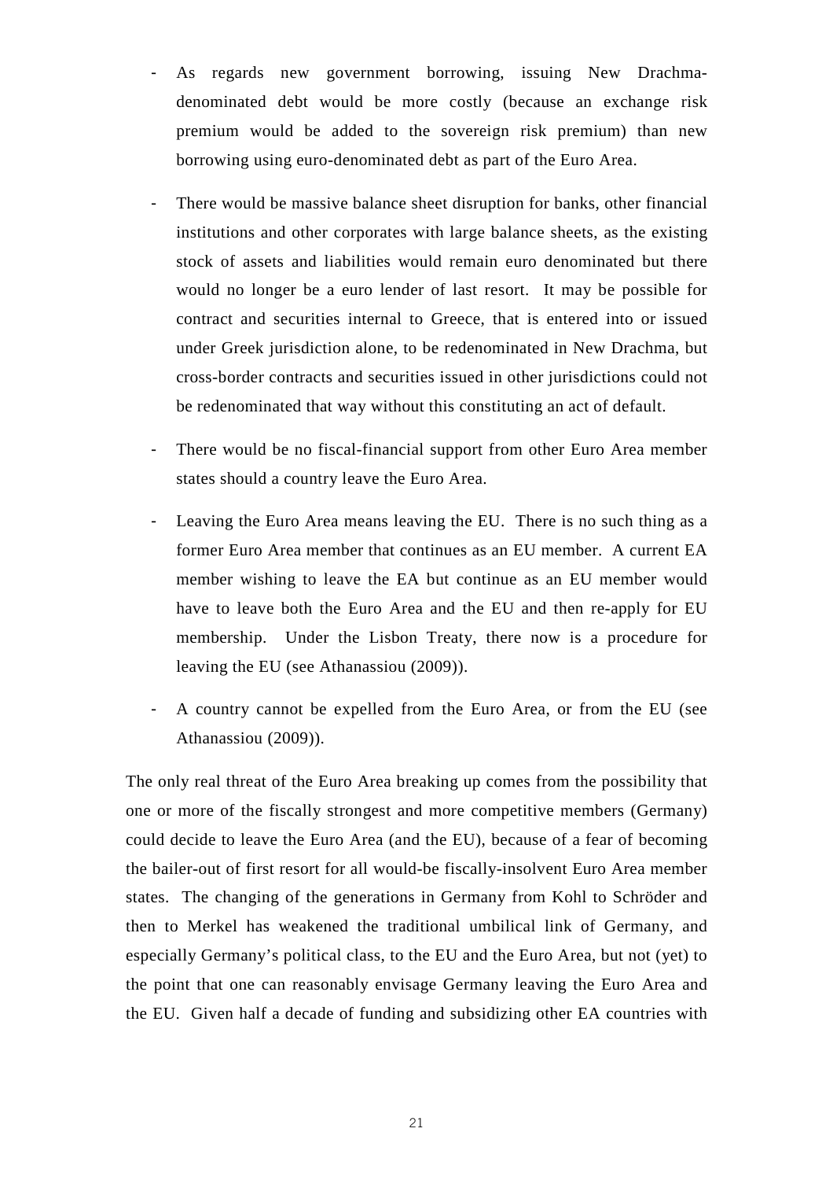- As regards new government borrowing, issuing New Drachma-denominated debt would be more costly (because an exchange risk premium would be added to the sovereign risk premium) than new borrowing using euro-denominated debt as part of the Euro Area.

- There would be massive balance sheet disruption for banks, other financial institutions and other corporates with large balance sheets, as the existing stock of assets and liabilities would remain euro denominated but there would no longer be a euro lender of last resort. It may be possible for contract and securities internal to Greece, that is entered into or issued under Greek jurisdiction alone, to be redenominated in New Drachma, but cross-border contracts and securities issued in other jurisdictions could not be redenominated that way without this constituting an act of default.

- There would be no fiscal-financial support from other Euro Area member states should a country leave the Euro Area.

- Leaving the Euro Area means leaving the EU. There is no such thing as a former Euro Area member that continues as an EU member. A current EA member wishing to leave the EA but continue as an EU member would have to leave both the Euro Area and the EU and then re-apply for EU membership. Under the Lisbon Treaty, there now is a procedure for leaving the EU (see Athanassiou (2009)).

- A country cannot be expelled from the Euro Area, or from the EU (see Athanassiou (2009)).

The only real threat of the Euro Area breaking up comes from the possibility that one or more of the fiscally strongest and more competitive members (Germany) could decide to leave the Euro Area (and the EU), because of a fear of becoming the bailer-out of first resort for all would-be fiscally-insolvent Euro Area member states. The changing of the generations in Germany from Kohl to Schröder and then to Merkel has weakened the traditional umbilical link of Germany, and especially Germany's political class, to the EU and the Euro Area, but not (yet) to the point that one can reasonably envisage Germany leaving the Euro Area and the EU. Given half a decade of funding and subsidizing other EA countries with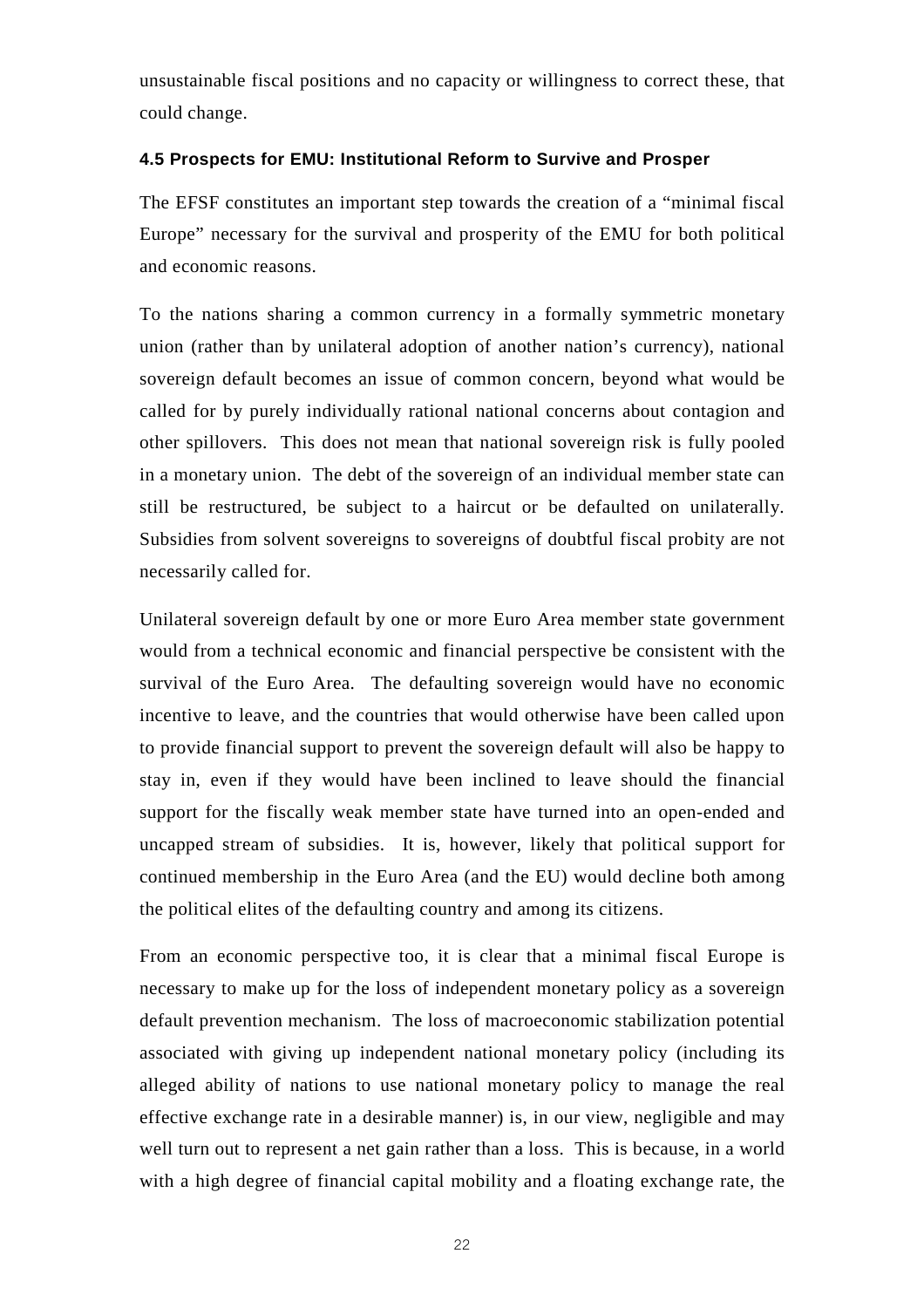unsustainable fiscal positions and no capacity or willingness to correct these, that could change.

### 4.5 Prospects for EMU: Institutional Reform to Survive and Prosper

The EFSF constitutes an important step towards the creation of a "minimal fiscal Europe" necessary for the survival and prosperity of the EMU for both political and economic reasons.

To the nations sharing a common currency in a formally symmetric monetary union (rather than by unilateral adoption of another nation's currency), national sovereign default becomes an issue of common concern, beyond what would be called for by purely individually rational national concerns about contagion and other spillovers. This does not mean that national sovereign risk is fully pooled in a monetary union. The debt of the sovereign of an individual member state can still be restructured, be subject to a haircut or be defaulted on unilaterally. Subsidies from solvent sovereigns to sovereigns of doubtful fiscal probity are not necessarily called for.

Unilateral sovereign default by one or more Euro Area member state government would from a technical economic and financial perspective be consistent with the survival of the Euro Area. The defaulting sovereign would have no economic incentive to leave, and the countries that would otherwise have been called upon to provide financial support to prevent the sovereign default will also be happy to stay in, even if they would have been inclined to leave should the financial support for the fiscally weak member state have turned into an open-ended and uncapped stream of subsidies. It is, however, likely that political support for continued membership in the Euro Area (and the EU) would decline both among the political elites of the defaulting country and among its citizens.

From an economic perspective too, it is clear that a minimal fiscal Europe is necessary to make up for the loss of independent monetary policy as a sovereign default prevention mechanism. The loss of macroeconomic stabilization potential associated with giving up independent national monetary policy (including its alleged ability of nations to use national monetary policy to manage the real effective exchange rate in a desirable manner) is, in our view, negligible and may well turn out to represent a net gain rather than a loss. This is because, in a world with a high degree of financial capital mobility and a floating exchange rate, the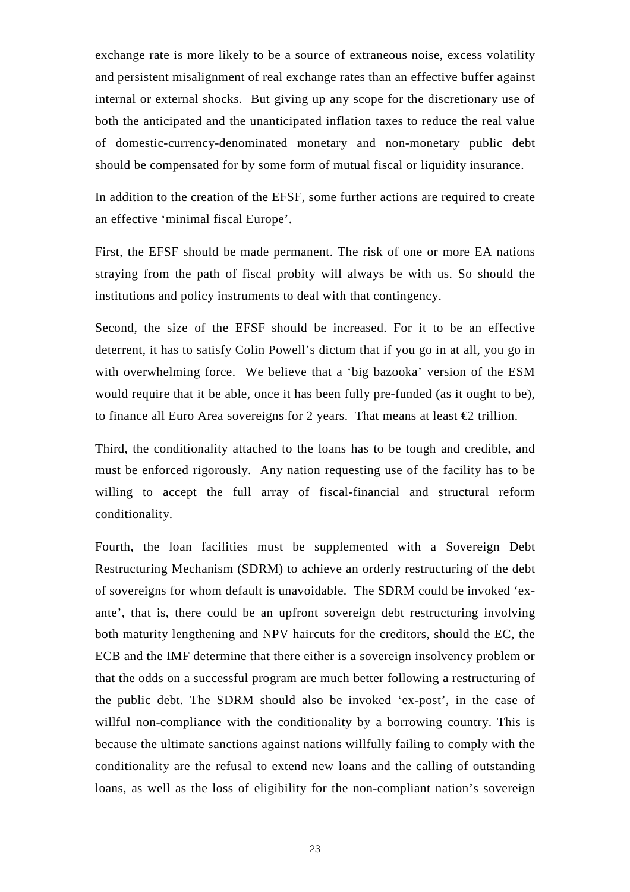exchange rate is more likely to be a source of extraneous noise, excess volatility and persistent misalignment of real exchange rates than an effective buffer against internal or external shocks. But giving up any scope for the discretionary use of both the anticipated and the unanticipated inflation taxes to reduce the real value of domestic-currency-denominated monetary and non-monetary public debt should be compensated for by some form of mutual fiscal or liquidity insurance.

In addition to the creation of the EFSF, some further actions are required to create an effective 'minimal fiscal Europe'.

First, the EFSF should be made permanent. The risk of one or more EA nations straying from the path of fiscal probity will always be with us. So should the institutions and policy instruments to deal with that contingency.

Second, the size of the EFSF should be increased. For it to be an effective deterrent, it has to satisfy Colin Powell's dictum that if you go in at all, you go in with overwhelming force. We believe that a 'big bazooka' version of the ESM would require that it be able, once it has been fully pre-funded (as it ought to be), to finance all Euro Area sovereigns for 2 years. That means at least €2 trillion.

Third, the conditionality attached to the loans has to be tough and credible, and must be enforced rigorously. Any nation requesting use of the facility has to be willing to accept the full array of fiscal-financial and structural reform conditionality.

Fourth, the loan facilities must be supplemented with a Sovereign Debt Restructuring Mechanism (SDRM) to achieve an orderly restructuring of the debt of sovereigns for whom default is unavoidable. The SDRM could be invoked 'ex-ante', that is, there could be an upfront sovereign debt restructuring involving both maturity lengthening and NPV haircuts for the creditors, should the EC, the ECB and the IMF determine that there either is a sovereign insolvency problem or that the odds on a successful program are much better following a restructuring of the public debt. The SDRM should also be invoked 'ex-post', in the case of willful non-compliance with the conditionality by a borrowing country. This is because the ultimate sanctions against nations willfully failing to comply with the conditionality are the refusal to extend new loans and the calling of outstanding loans, as well as the loss of eligibility for the non-compliant nation's sovereign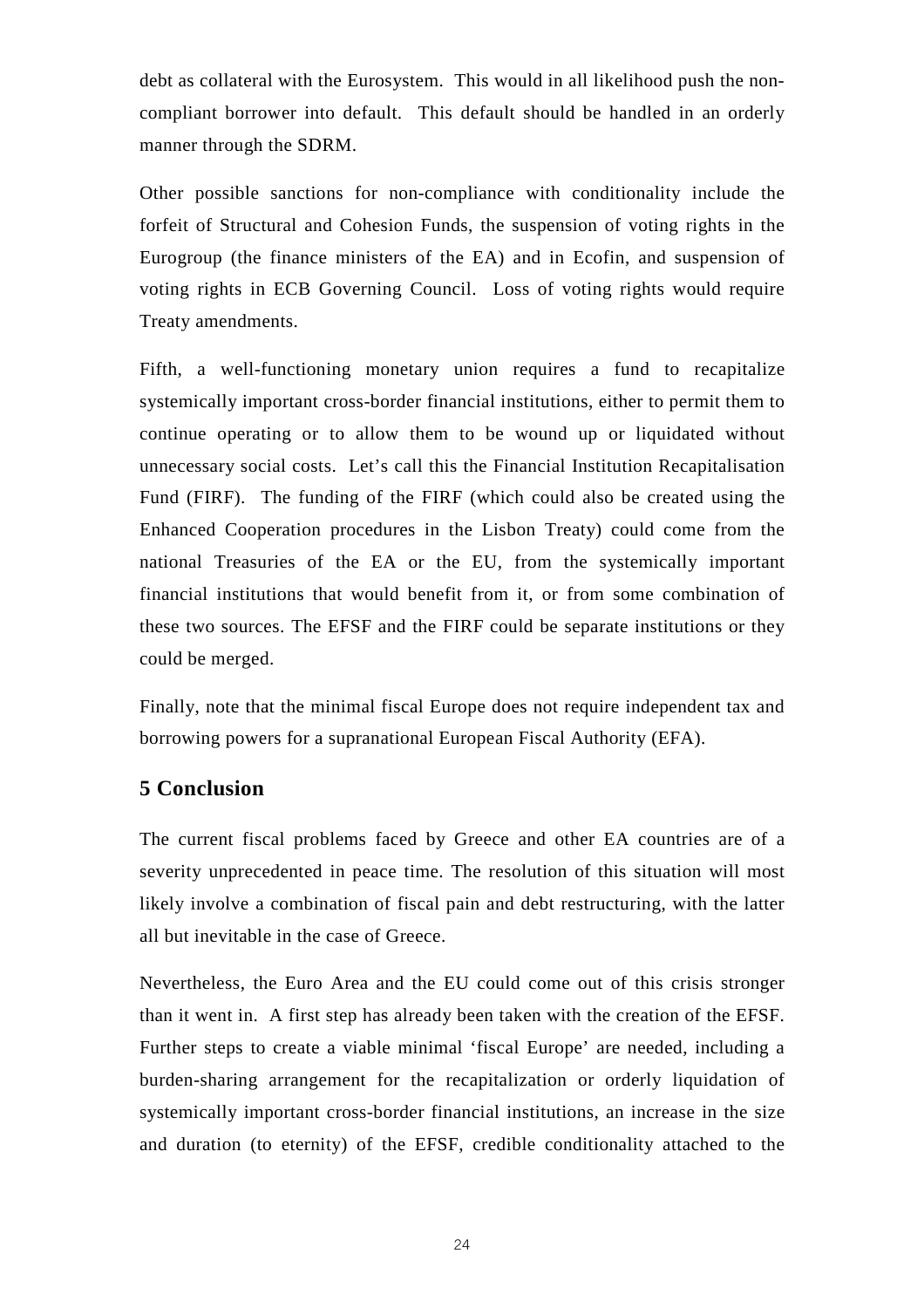debt as collateral with the Eurosystem. This would in all likelihood push the non-compliant borrower into default. This default should be handled in an orderly manner through the SDRM.

Other possible sanctions for non-compliance with conditionality include the forfeit of Structural and Cohesion Funds, the suspension of voting rights in the Eurogroup (the finance ministers of the EA) and in Ecofin, and suspension of voting rights in ECB Governing Council. Loss of voting rights would require Treaty amendments.

Fifth, a well-functioning monetary union requires a fund to recapitalize systemically important cross-border financial institutions, either to permit them to continue operating or to allow them to be wound up or liquidated without unnecessary social costs. Let's call this the Financial Institution Recapitalisation Fund (FIRF). The funding of the FIRF (which could also be created using the Enhanced Cooperation procedures in the Lisbon Treaty) could come from the national Treasuries of the EA or the EU, from the systemically important financial institutions that would benefit from it, or from some combination of these two sources. The EFSF and the FIRF could be separate institutions or they could be merged.

Finally, note that the minimal fiscal Europe does not require independent tax and borrowing powers for a supranational European Fiscal Authority (EFA).

## 5 Conclusion

The current fiscal problems faced by Greece and other EA countries are of a severity unprecedented in peace time. The resolution of this situation will most likely involve a combination of fiscal pain and debt restructuring, with the latter all but inevitable in the case of Greece.

Nevertheless, the Euro Area and the EU could come out of this crisis stronger than it went in. A first step has already been taken with the creation of the EFSF. Further steps to create a viable minimal 'fiscal Europe' are needed, including a burden-sharing arrangement for the recapitalization or orderly liquidation of systemically important cross-border financial institutions, an increase in the size and duration (to eternity) of the EFSF, credible conditionality attached to the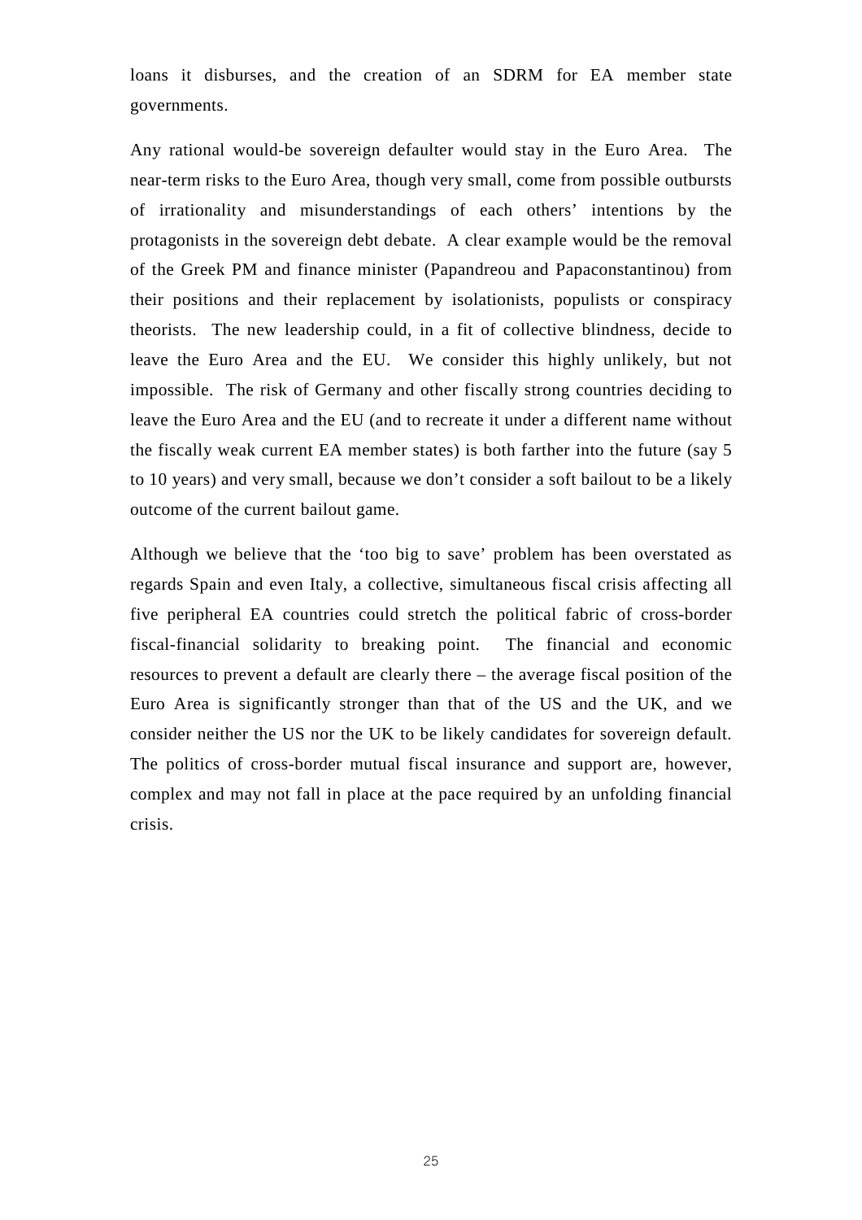loans it disburses, and the creation of an SDRM for EA member state governments.

Any rational would-be sovereign defaulter would stay in the Euro Area. The near-term risks to the Euro Area, though very small, come from possible outbursts of irrationality and misunderstandings of each others' intentions by the protagonists in the sovereign debt debate. A clear example would be the removal of the Greek PM and finance minister (Papandreou and Papaconstantinou) from their positions and their replacement by isolationists, populists or conspiracy theorists. The new leadership could, in a fit of collective blindness, decide to leave the Euro Area and the EU. We consider this highly unlikely, but not impossible. The risk of Germany and other fiscally strong countries deciding to leave the Euro Area and the EU (and to recreate it under a different name without the fiscally weak current EA member states) is both farther into the future (say 5 to 10 years) and very small, because we don't consider a soft bailout to be a likely outcome of the current bailout game.

Although we believe that the 'too big to save' problem has been overstated as regards Spain and even Italy, a collective, simultaneous fiscal crisis affecting all five peripheral EA countries could stretch the political fabric of cross-border fiscal-financial solidarity to breaking point. The financial and economic resources to prevent a default are clearly there – the average fiscal position of the Euro Area is significantly stronger than that of the US and the UK, and we consider neither the US nor the UK to be likely candidates for sovereign default. The politics of cross-border mutual fiscal insurance and support are, however, complex and may not fall in place at the pace required by an unfolding financial crisis.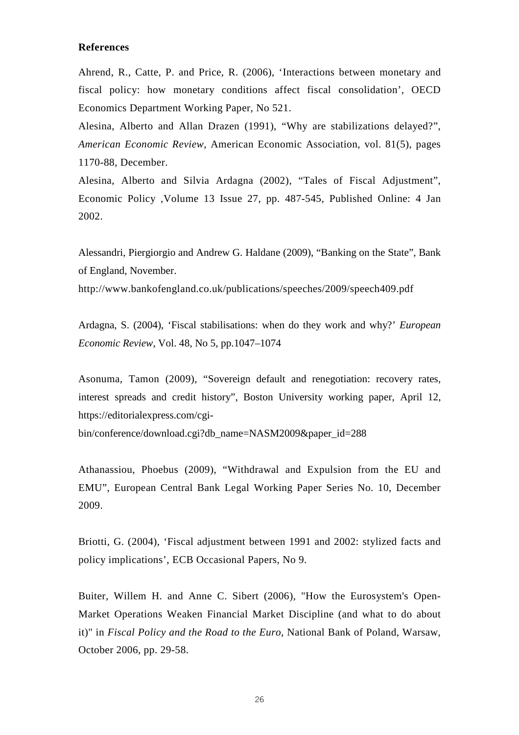## References

Ahrend, R., Catte, P. and Price, R. (2006), 'Interactions between monetary and fiscal policy: how monetary conditions affect fiscal consolidation', OECD Economics Department Working Paper, No 521.

Alesina, Alberto and Allan Drazen (1991), "Why are stabilizations delayed?", *American Economic Review*, American Economic Association, vol. 81(5), pages 1170-88, December.

Alesina, Alberto and Silvia Ardagna (2002), "Tales of Fiscal Adjustment", Economic Policy ,Volume 13 Issue 27, pp. 487-545, Published Online: 4 Jan 2002.

Alessandri, Piergiorgio and Andrew G. Haldane (2009), "Banking on the State", Bank of England, November.
http://www.bankofengland.co.uk/publications/speeches/2009/speech409.pdf

Ardagna, S. (2004), 'Fiscal stabilisations: when do they work and why?' *European Economic Review*, Vol. 48, No 5, pp.1047–1074

Asonuma, Tamon (2009), "Sovereign default and renegotiation: recovery rates, interest spreads and credit history", Boston University working paper, April 12, https://editorialexpress.com/cgi-bin/conference/download.cgi?db_name=NASM2009&paper_id=288

Athanassiou, Phoebus (2009), "Withdrawal and Expulsion from the EU and EMU", European Central Bank Legal Working Paper Series No. 10, December 2009.

Briotti, G. (2004), 'Fiscal adjustment between 1991 and 2002: stylized facts and policy implications', ECB Occasional Papers, No 9.

Buiter, Willem H. and Anne C. Sibert (2006), "How the Eurosystem's Open-Market Operations Weaken Financial Market Discipline (and what to do about it)" in *Fiscal Policy and the Road to the Euro*, National Bank of Poland, Warsaw, October 2006, pp. 29-58.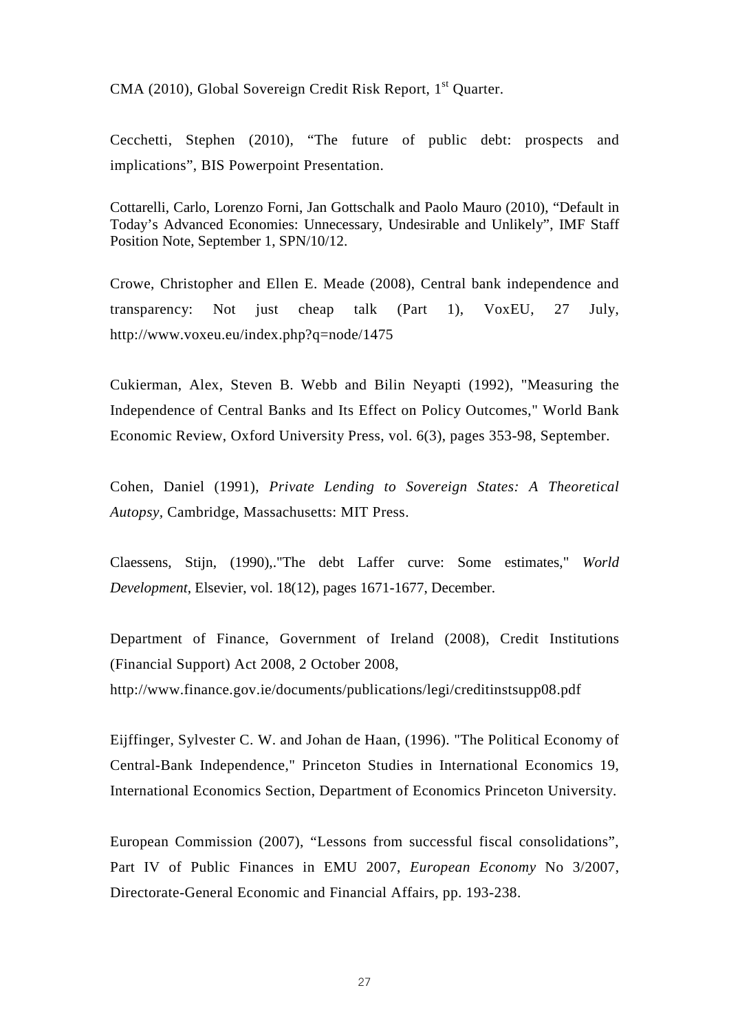CMA (2010), Global Sovereign Credit Risk Report, 1st Quarter.

Cecchetti, Stephen (2010), “The future of public debt: prospects and implications”, BIS Powerpoint Presentation.

Cottarelli, Carlo, Lorenzo Forni, Jan Gottschalk and Paolo Mauro (2010), “Default in Today’s Advanced Economies: Unnecessary, Undesirable and Unlikely”, IMF Staff Position Note, September 1, SPN/10/12.

Crowe, Christopher and Ellen E. Meade (2008), Central bank independence and transparency: Not just cheap talk (Part 1), VoxEU, 27 July, http://www.voxeu.eu/index.php?q=node/1475

Cukierman, Alex, Steven B. Webb and Bilin Neyapti (1992), "Measuring the Independence of Central Banks and Its Effect on Policy Outcomes," World Bank Economic Review, Oxford University Press, vol. 6(3), pages 353-98, September.

Cohen, Daniel (1991), *Private Lending to Sovereign States: A Theoretical Autopsy*, Cambridge, Massachusetts: MIT Press.

Claessens, Stijn, (1990),."The debt Laffer curve: Some estimates," *World Development*, Elsevier, vol. 18(12), pages 1671-1677, December.

Department of Finance, Government of Ireland (2008), Credit Institutions (Financial Support) Act 2008, 2 October 2008, http://www.finance.gov.ie/documents/publications/legi/creditinstsupp08.pdf

Eijffinger, Sylvester C. W. and Johan de Haan, (1996). "The Political Economy of Central-Bank Independence," Princeton Studies in International Economics 19, International Economics Section, Department of Economics Princeton University.

European Commission (2007), “Lessons from successful fiscal consolidations”, Part IV of Public Finances in EMU 2007, *European Economy* No 3/2007, Directorate-General Economic and Financial Affairs, pp. 193-238.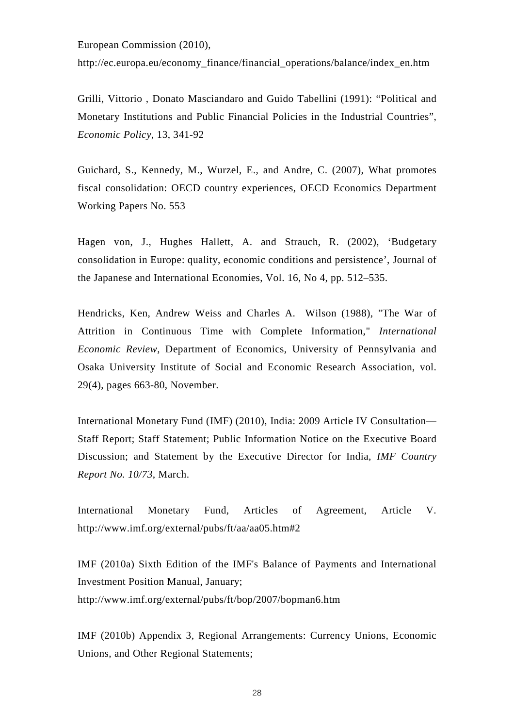European Commission (2010), http://ec.europa.eu/economy_finance/financial_operations/balance/index_en.htm

Grilli, Vittorio , Donato Masciandaro and Guido Tabellini (1991): "Political and Monetary Institutions and Public Financial Policies in the Industrial Countries", *Economic Policy*, 13, 341-92

Guichard, S., Kennedy, M., Wurzel, E., and Andre, C. (2007), What promotes fiscal consolidation: OECD country experiences, OECD Economics Department Working Papers No. 553

Hagen von, J., Hughes Hallett, A. and Strauch, R. (2002), 'Budgetary consolidation in Europe: quality, economic conditions and persistence', Journal of the Japanese and International Economies, Vol. 16, No 4, pp. 512–535.

Hendricks, Ken, Andrew Weiss and Charles A. Wilson (1988), "The War of Attrition in Continuous Time with Complete Information," *International Economic Review*, Department of Economics, University of Pennsylvania and Osaka University Institute of Social and Economic Research Association, vol. 29(4), pages 663-80, November.

International Monetary Fund (IMF) (2010), India: 2009 Article IV Consultation—Staff Report; Staff Statement; Public Information Notice on the Executive Board Discussion; and Statement by the Executive Director for India, *IMF Country Report No. 10/73*, March.

International Monetary Fund, Articles of Agreement, Article V. http://www.imf.org/external/pubs/ft/aa/aa05.htm#2

IMF (2010a) Sixth Edition of the IMF's Balance of Payments and International Investment Position Manual, January; http://www.imf.org/external/pubs/ft/bop/2007/bopman6.htm

IMF (2010b) Appendix 3, Regional Arrangements: Currency Unions, Economic Unions, and Other Regional Statements;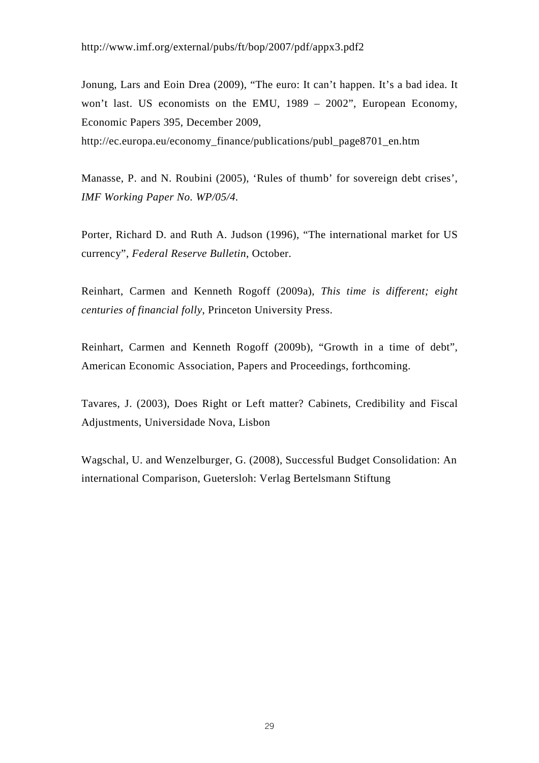http://www.imf.org/external/pubs/ft/bop/2007/pdf/appx3.pdf2

Jonung, Lars and Eoin Drea (2009), “The euro: It can’t happen. It’s a bad idea. It won’t last. US economists on the EMU, 1989 – 2002”, European Economy, Economic Papers 395, December 2009,
http://ec.europa.eu/economy_finance/publications/publ_page8701_en.htm

Manasse, P. and N. Roubini (2005), ‘Rules of thumb’ for sovereign debt crises’, *IMF Working Paper No. WP/05/4*.

Porter, Richard D. and Ruth A. Judson (1996), “The international market for US currency”, *Federal Reserve Bulletin*, October.

Reinhart, Carmen and Kenneth Rogoff (2009a), *This time is different; eight centuries of financial folly*, Princeton University Press.

Reinhart, Carmen and Kenneth Rogoff (2009b), “Growth in a time of debt”, American Economic Association, Papers and Proceedings, forthcoming.

Tavares, J. (2003), Does Right or Left matter? Cabinets, Credibility and Fiscal Adjustments, Universidade Nova, Lisbon

Wagschal, U. and Wenzelburger, G. (2008), Successful Budget Consolidation: An international Comparison, Guetersloh: Verlag Bertelsmann Stiftung